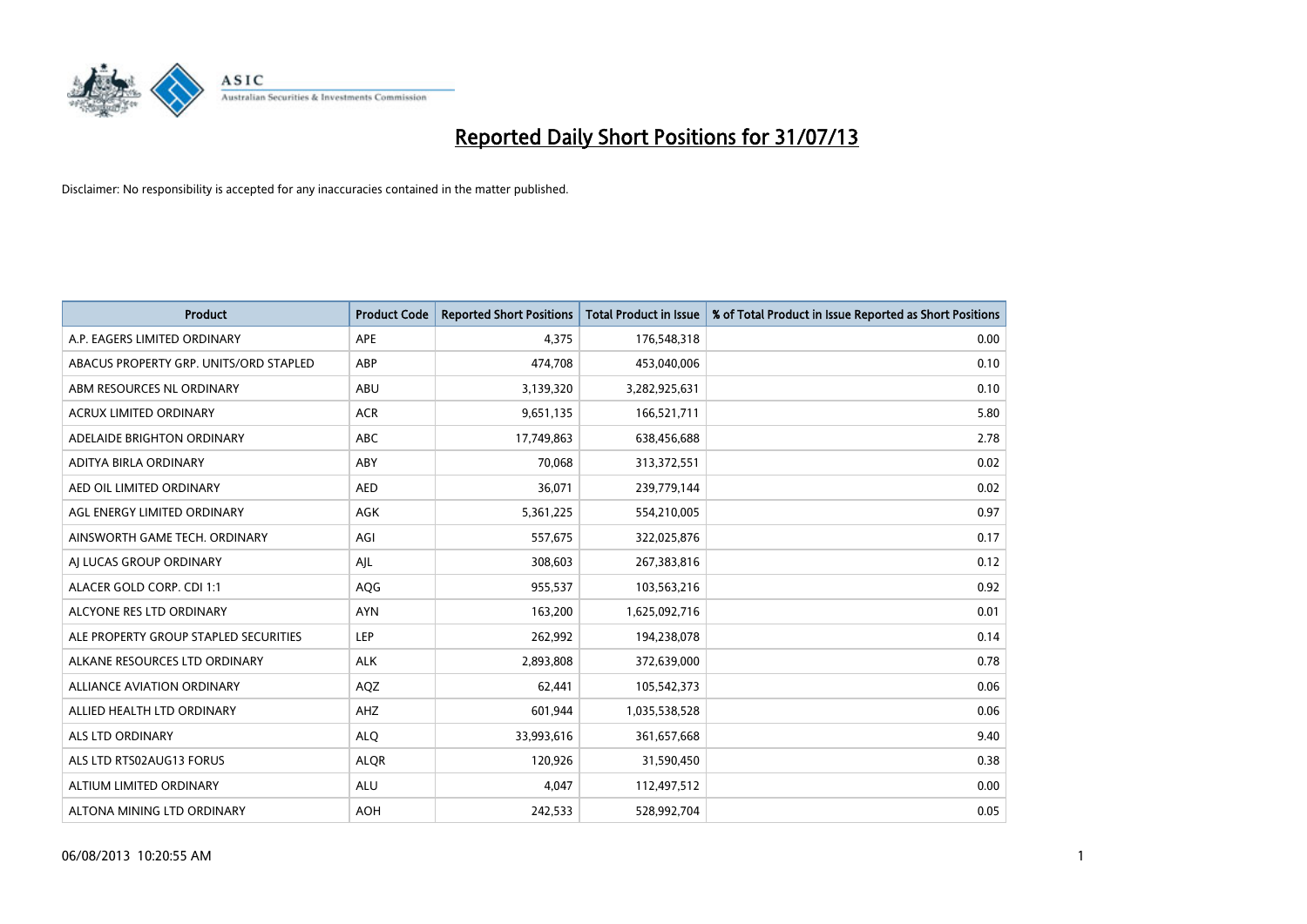# Reported Daily Short Positions for 31/07/13

Disclaimer: No responsibility is accepted for any inaccuracies contained in the matter published.

| Product | Product Code | Reported Short Positions | Total Product in Issue | % of Total Product in Issue Reported as Short Positions |
|---|---|---|---|---|
| A.P. EAGERS LIMITED ORDINARY | APE | 4,375 | 176,548,318 | 0.00 |
| ABACUS PROPERTY GRP. UNITS/ORD STAPLED | ABP | 474,708 | 453,040,006 | 0.10 |
| ABM RESOURCES NL ORDINARY | ABU | 3,139,320 | 3,282,925,631 | 0.10 |
| ACRUX LIMITED ORDINARY | ACR | 9,651,135 | 166,521,711 | 5.80 |
| ADELAIDE BRIGHTON ORDINARY | ABC | 17,749,863 | 638,456,688 | 2.78 |
| ADITYA BIRLA ORDINARY | ABY | 70,068 | 313,372,551 | 0.02 |
| AED OIL LIMITED ORDINARY | AED | 36,071 | 239,779,144 | 0.02 |
| AGL ENERGY LIMITED ORDINARY | AGK | 5,361,225 | 554,210,005 | 0.97 |
| AINSWORTH GAME TECH. ORDINARY | AGI | 557,675 | 322,025,876 | 0.17 |
| AJ LUCAS GROUP ORDINARY | AJL | 308,603 | 267,383,816 | 0.12 |
| ALACER GOLD CORP. CDI 1:1 | AQG | 955,537 | 103,563,216 | 0.92 |
| ALCYONE RES LTD ORDINARY | AYN | 163,200 | 1,625,092,716 | 0.01 |
| ALE PROPERTY GROUP STAPLED SECURITIES | LEP | 262,992 | 194,238,078 | 0.14 |
| ALKANE RESOURCES LTD ORDINARY | ALK | 2,893,808 | 372,639,000 | 0.78 |
| ALLIANCE AVIATION ORDINARY | AQZ | 62,441 | 105,542,373 | 0.06 |
| ALLIED HEALTH LTD ORDINARY | AHZ | 601,944 | 1,035,538,528 | 0.06 |
| ALS LTD ORDINARY | ALQ | 33,993,616 | 361,657,668 | 9.40 |
| ALS LTD RTS02AUG13 FORUS | ALQR | 120,926 | 31,590,450 | 0.38 |
| ALTIUM LIMITED ORDINARY | ALU | 4,047 | 112,497,512 | 0.00 |
| ALTONA MINING LTD ORDINARY | AOH | 242,533 | 528,992,704 | 0.05 |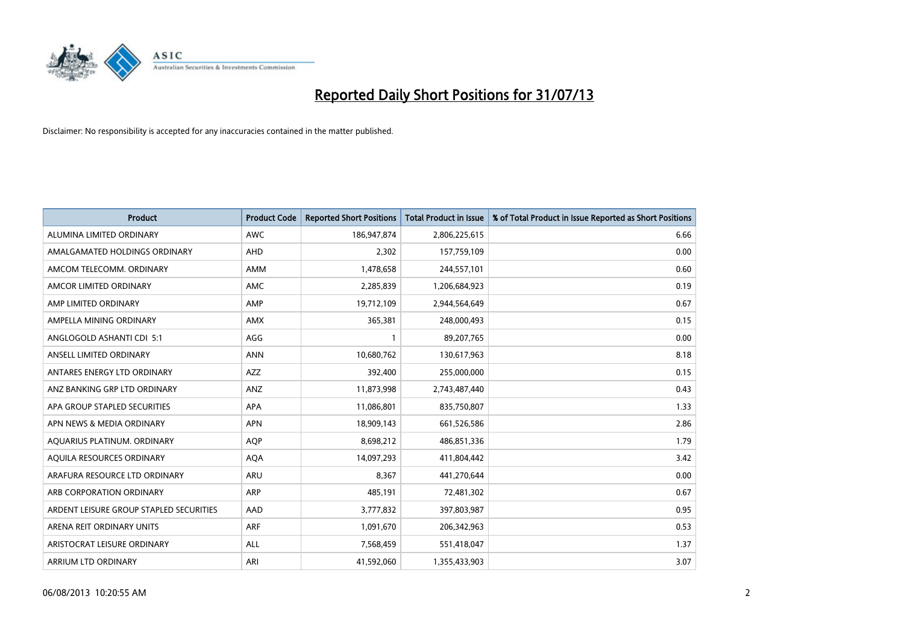# Reported Daily Short Positions for 31/07/13

Disclaimer: No responsibility is accepted for any inaccuracies contained in the matter published.

| Product | Product Code | Reported Short Positions | Total Product in Issue | % of Total Product in Issue Reported as Short Positions |
|---|---|---|---|---|
| ALUMINA LIMITED ORDINARY | AWC | 186,947,874 | 2,806,225,615 | 6.66 |
| AMALGAMATED HOLDINGS ORDINARY | AHD | 2,302 | 157,759,109 | 0.00 |
| AMCOM TELECOMM. ORDINARY | AMM | 1,478,658 | 244,557,101 | 0.60 |
| AMCOR LIMITED ORDINARY | AMC | 2,285,839 | 1,206,684,923 | 0.19 |
| AMP LIMITED ORDINARY | AMP | 19,712,109 | 2,944,564,649 | 0.67 |
| AMPELLA MINING ORDINARY | AMX | 365,381 | 248,000,493 | 0.15 |
| ANGLOGOLD ASHANTI CDI 5:1 | AGG | 1 | 89,207,765 | 0.00 |
| ANSELL LIMITED ORDINARY | ANN | 10,680,762 | 130,617,963 | 8.18 |
| ANTARES ENERGY LTD ORDINARY | AZZ | 392,400 | 255,000,000 | 0.15 |
| ANZ BANKING GRP LTD ORDINARY | ANZ | 11,873,998 | 2,743,487,440 | 0.43 |
| APA GROUP STAPLED SECURITIES | APA | 11,086,801 | 835,750,807 | 1.33 |
| APN NEWS & MEDIA ORDINARY | APN | 18,909,143 | 661,526,586 | 2.86 |
| AQUARIUS PLATINUM. ORDINARY | AQP | 8,698,212 | 486,851,336 | 1.79 |
| AQUILA RESOURCES ORDINARY | AQA | 14,097,293 | 411,804,442 | 3.42 |
| ARAFURA RESOURCE LTD ORDINARY | ARU | 8,367 | 441,270,644 | 0.00 |
| ARB CORPORATION ORDINARY | ARP | 485,191 | 72,481,302 | 0.67 |
| ARDENT LEISURE GROUP STAPLED SECURITIES | AAD | 3,777,832 | 397,803,987 | 0.95 |
| ARENA REIT ORDINARY UNITS | ARF | 1,091,670 | 206,342,963 | 0.53 |
| ARISTOCRAT LEISURE ORDINARY | ALL | 7,568,459 | 551,418,047 | 1.37 |
| ARRIUM LTD ORDINARY | ARI | 41,592,060 | 1,355,433,903 | 3.07 |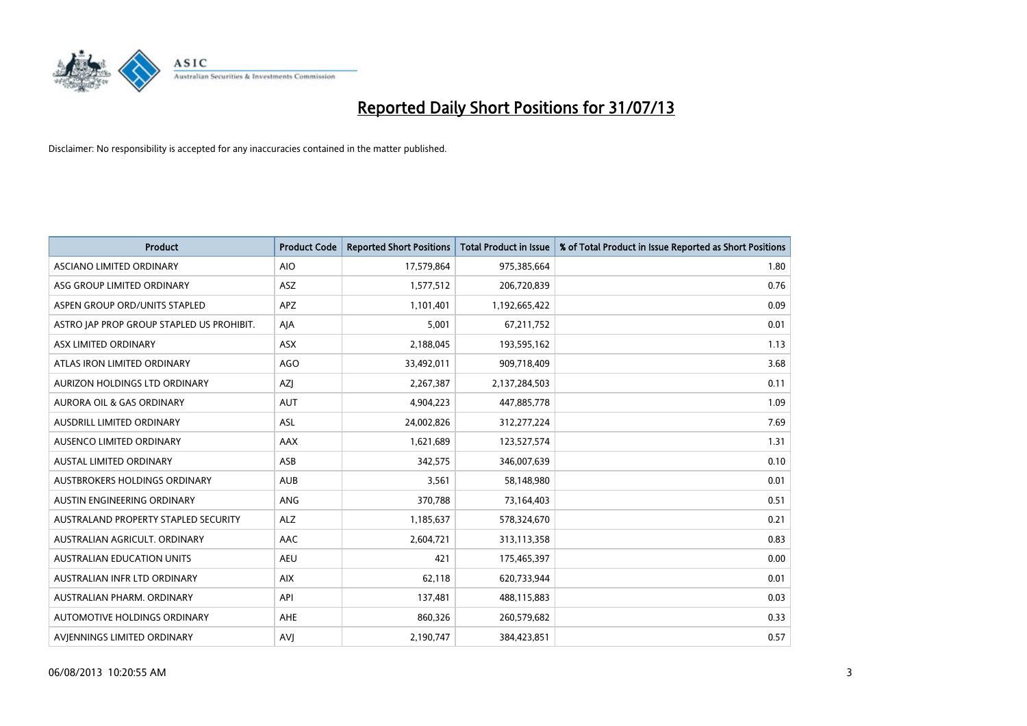# Reported Daily Short Positions for 31/07/13

Disclaimer: No responsibility is accepted for any inaccuracies contained in the matter published.

| Product | Product Code | Reported Short Positions | Total Product in Issue | % of Total Product in Issue Reported as Short Positions |
|---|---|---|---|---|
| ASCIANO LIMITED ORDINARY | AIO | 17,579,864 | 975,385,664 | 1.80 |
| ASG GROUP LIMITED ORDINARY | ASZ | 1,577,512 | 206,720,839 | 0.76 |
| ASPEN GROUP ORD/UNITS STAPLED | APZ | 1,101,401 | 1,192,665,422 | 0.09 |
| ASTRO JAP PROP GROUP STAPLED US PROHIBIT. | AJA | 5,001 | 67,211,752 | 0.01 |
| ASX LIMITED ORDINARY | ASX | 2,188,045 | 193,595,162 | 1.13 |
| ATLAS IRON LIMITED ORDINARY | AGO | 33,492,011 | 909,718,409 | 3.68 |
| AURIZON HOLDINGS LTD ORDINARY | AZJ | 2,267,387 | 2,137,284,503 | 0.11 |
| AURORA OIL & GAS ORDINARY | AUT | 4,904,223 | 447,885,778 | 1.09 |
| AUSDRILL LIMITED ORDINARY | ASL | 24,002,826 | 312,277,224 | 7.69 |
| AUSENCO LIMITED ORDINARY | AAX | 1,621,689 | 123,527,574 | 1.31 |
| AUSTAL LIMITED ORDINARY | ASB | 342,575 | 346,007,639 | 0.10 |
| AUSTBROKERS HOLDINGS ORDINARY | AUB | 3,561 | 58,148,980 | 0.01 |
| AUSTIN ENGINEERING ORDINARY | ANG | 370,788 | 73,164,403 | 0.51 |
| AUSTRALAND PROPERTY STAPLED SECURITY | ALZ | 1,185,637 | 578,324,670 | 0.21 |
| AUSTRALIAN AGRICULT. ORDINARY | AAC | 2,604,721 | 313,113,358 | 0.83 |
| AUSTRALIAN EDUCATION UNITS | AEU | 421 | 175,465,397 | 0.00 |
| AUSTRALIAN INFR LTD ORDINARY | AIX | 62,118 | 620,733,944 | 0.01 |
| AUSTRALIAN PHARM. ORDINARY | API | 137,481 | 488,115,883 | 0.03 |
| AUTOMOTIVE HOLDINGS ORDINARY | AHE | 860,326 | 260,579,682 | 0.33 |
| AVJENNINGS LIMITED ORDINARY | AVJ | 2,190,747 | 384,423,851 | 0.57 |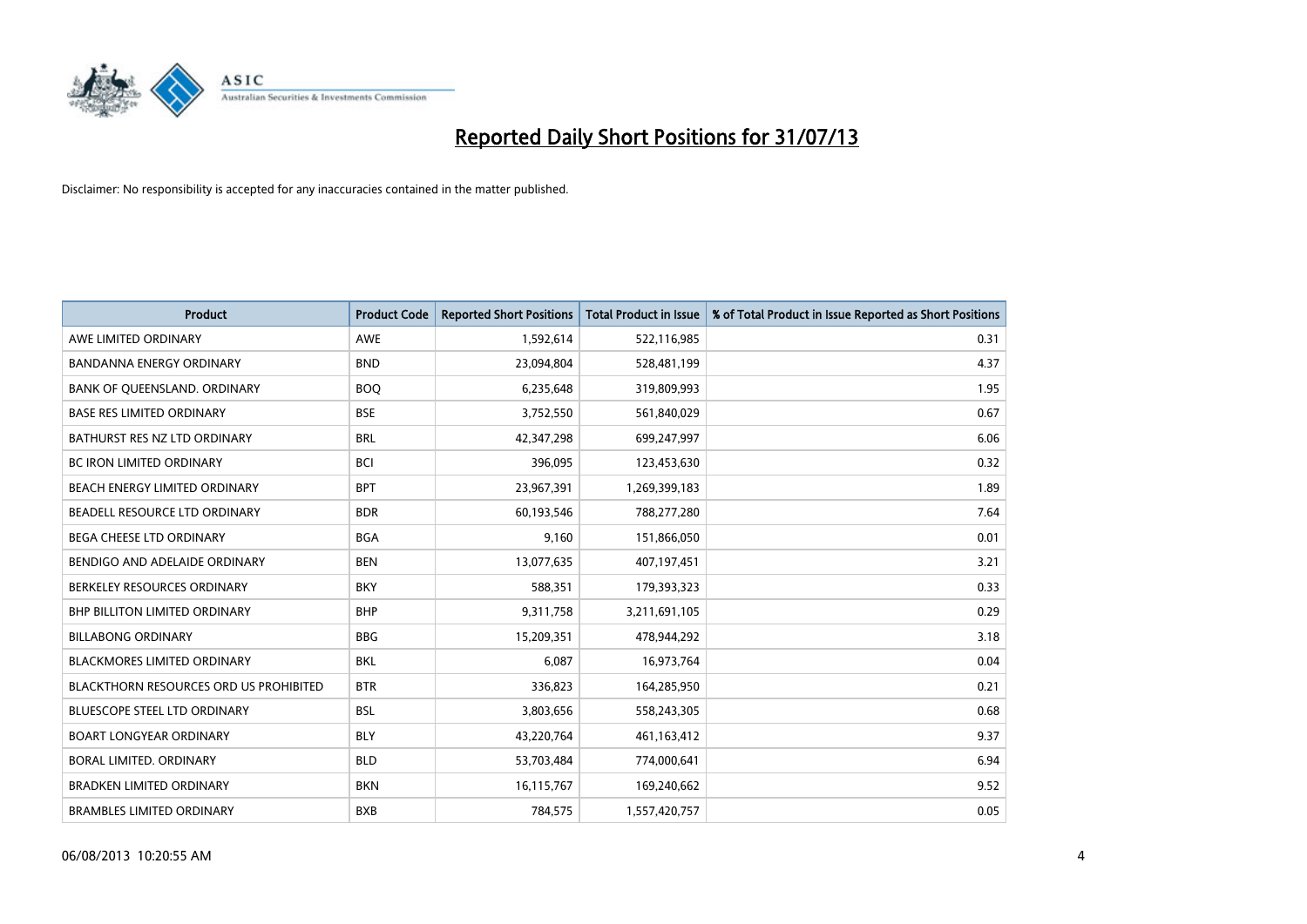# Reported Daily Short Positions for 31/07/13

Disclaimer: No responsibility is accepted for any inaccuracies contained in the matter published.

| Product | Product Code | Reported Short Positions | Total Product in Issue | % of Total Product in Issue Reported as Short Positions |
|---|---|---|---|---|
| AWE LIMITED ORDINARY | AWE | 1,592,614 | 522,116,985 | 0.31 |
| BANDANNA ENERGY ORDINARY | BND | 23,094,804 | 528,481,199 | 4.37 |
| BANK OF QUEENSLAND. ORDINARY | BOQ | 6,235,648 | 319,809,993 | 1.95 |
| BASE RES LIMITED ORDINARY | BSE | 3,752,550 | 561,840,029 | 0.67 |
| BATHURST RES NZ LTD ORDINARY | BRL | 42,347,298 | 699,247,997 | 6.06 |
| BC IRON LIMITED ORDINARY | BCI | 396,095 | 123,453,630 | 0.32 |
| BEACH ENERGY LIMITED ORDINARY | BPT | 23,967,391 | 1,269,399,183 | 1.89 |
| BEADELL RESOURCE LTD ORDINARY | BDR | 60,193,546 | 788,277,280 | 7.64 |
| BEGA CHEESE LTD ORDINARY | BGA | 9,160 | 151,866,050 | 0.01 |
| BENDIGO AND ADELAIDE ORDINARY | BEN | 13,077,635 | 407,197,451 | 3.21 |
| BERKELEY RESOURCES ORDINARY | BKY | 588,351 | 179,393,323 | 0.33 |
| BHP BILLITON LIMITED ORDINARY | BHP | 9,311,758 | 3,211,691,105 | 0.29 |
| BILLABONG ORDINARY | BBG | 15,209,351 | 478,944,292 | 3.18 |
| BLACKMORES LIMITED ORDINARY | BKL | 6,087 | 16,973,764 | 0.04 |
| BLACKTHORN RESOURCES ORD US PROHIBITED | BTR | 336,823 | 164,285,950 | 0.21 |
| BLUESCOPE STEEL LTD ORDINARY | BSL | 3,803,656 | 558,243,305 | 0.68 |
| BOART LONGYEAR ORDINARY | BLY | 43,220,764 | 461,163,412 | 9.37 |
| BORAL LIMITED. ORDINARY | BLD | 53,703,484 | 774,000,641 | 6.94 |
| BRADKEN LIMITED ORDINARY | BKN | 16,115,767 | 169,240,662 | 9.52 |
| BRAMBLES LIMITED ORDINARY | BXB | 784,575 | 1,557,420,757 | 0.05 |

06/08/2013 10:20:55 AM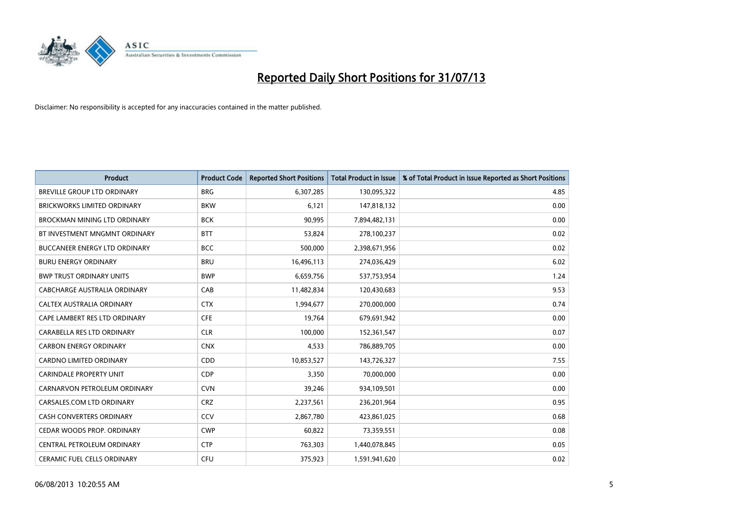# Reported Daily Short Positions for 31/07/13

Disclaimer: No responsibility is accepted for any inaccuracies contained in the matter published.

| Product | Product Code | Reported Short Positions | Total Product in Issue | % of Total Product in Issue Reported as Short Positions |
|---|---|---|---|---|
| BREVILLE GROUP LTD ORDINARY | BRG | 6,307,285 | 130,095,322 | 4.85 |
| BRICKWORKS LIMITED ORDINARY | BKW | 6,121 | 147,818,132 | 0.00 |
| BROCKMAN MINING LTD ORDINARY | BCK | 90,995 | 7,894,482,131 | 0.00 |
| BT INVESTMENT MNGMNT ORDINARY | BTT | 53,824 | 278,100,237 | 0.02 |
| BUCCANEER ENERGY LTD ORDINARY | BCC | 500,000 | 2,398,671,956 | 0.02 |
| BURU ENERGY ORDINARY | BRU | 16,496,113 | 274,036,429 | 6.02 |
| BWP TRUST ORDINARY UNITS | BWP | 6,659,756 | 537,753,954 | 1.24 |
| CABCHARGE AUSTRALIA ORDINARY | CAB | 11,482,834 | 120,430,683 | 9.53 |
| CALTEX AUSTRALIA ORDINARY | CTX | 1,994,677 | 270,000,000 | 0.74 |
| CAPE LAMBERT RES LTD ORDINARY | CFE | 19,764 | 679,691,942 | 0.00 |
| CARABELLA RES LTD ORDINARY | CLR | 100,000 | 152,361,547 | 0.07 |
| CARBON ENERGY ORDINARY | CNX | 4,533 | 786,889,705 | 0.00 |
| CARDNO LIMITED ORDINARY | CDD | 10,853,527 | 143,726,327 | 7.55 |
| CARINDALE PROPERTY UNIT | CDP | 3,350 | 70,000,000 | 0.00 |
| CARNARVON PETROLEUM ORDINARY | CVN | 39,246 | 934,109,501 | 0.00 |
| CARSALES.COM LTD ORDINARY | CRZ | 2,237,561 | 236,201,964 | 0.95 |
| CASH CONVERTERS ORDINARY | CCV | 2,867,780 | 423,861,025 | 0.68 |
| CEDAR WOODS PROP. ORDINARY | CWP | 60,822 | 73,359,551 | 0.08 |
| CENTRAL PETROLEUM ORDINARY | CTP | 763,303 | 1,440,078,845 | 0.05 |
| CERAMIC FUEL CELLS ORDINARY | CFU | 375,923 | 1,591,941,620 | 0.02 |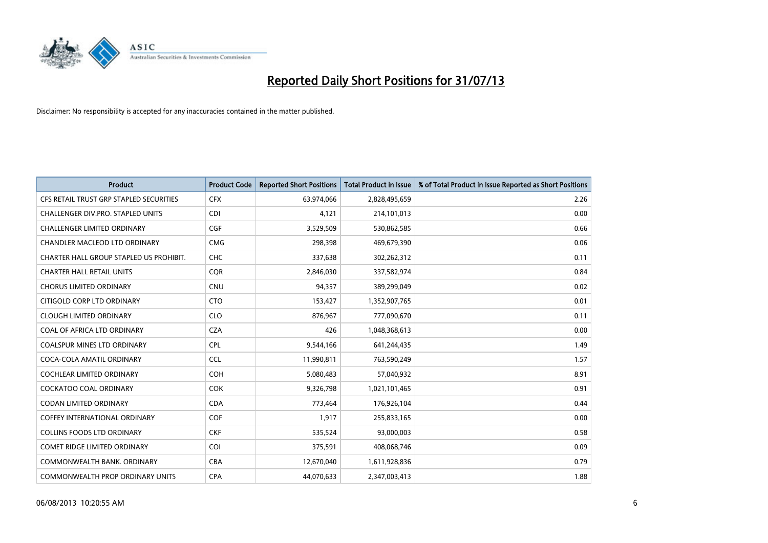# Reported Daily Short Positions for 31/07/13

Disclaimer: No responsibility is accepted for any inaccuracies contained in the matter published.

| Product | Product Code | Reported Short Positions | Total Product in Issue | % of Total Product in Issue Reported as Short Positions |
|---|---|---|---|---|
| CFS RETAIL TRUST GRP STAPLED SECURITIES | CFX | 63,974,066 | 2,828,495,659 | 2.26 |
| CHALLENGER DIV.PRO. STAPLED UNITS | CDI | 4,121 | 214,101,013 | 0.00 |
| CHALLENGER LIMITED ORDINARY | CGF | 3,529,509 | 530,862,585 | 0.66 |
| CHANDLER MACLEOD LTD ORDINARY | CMG | 298,398 | 469,679,390 | 0.06 |
| CHARTER HALL GROUP STAPLED US PROHIBIT. | CHC | 337,638 | 302,262,312 | 0.11 |
| CHARTER HALL RETAIL UNITS | CQR | 2,846,030 | 337,582,974 | 0.84 |
| CHORUS LIMITED ORDINARY | CNU | 94,357 | 389,299,049 | 0.02 |
| CITIGOLD CORP LTD ORDINARY | CTO | 153,427 | 1,352,907,765 | 0.01 |
| CLOUGH LIMITED ORDINARY | CLO | 876,967 | 777,090,670 | 0.11 |
| COAL OF AFRICA LTD ORDINARY | CZA | 426 | 1,048,368,613 | 0.00 |
| COALSPUR MINES LTD ORDINARY | CPL | 9,544,166 | 641,244,435 | 1.49 |
| COCA-COLA AMATIL ORDINARY | CCL | 11,990,811 | 763,590,249 | 1.57 |
| COCHLEAR LIMITED ORDINARY | COH | 5,080,483 | 57,040,932 | 8.91 |
| COCKATOO COAL ORDINARY | COK | 9,326,798 | 1,021,101,465 | 0.91 |
| CODAN LIMITED ORDINARY | CDA | 773,464 | 176,926,104 | 0.44 |
| COFFEY INTERNATIONAL ORDINARY | COF | 1,917 | 255,833,165 | 0.00 |
| COLLINS FOODS LTD ORDINARY | CKF | 535,524 | 93,000,003 | 0.58 |
| COMET RIDGE LIMITED ORDINARY | COI | 375,591 | 408,068,746 | 0.09 |
| COMMONWEALTH BANK. ORDINARY | CBA | 12,670,040 | 1,611,928,836 | 0.79 |
| COMMONWEALTH PROP ORDINARY UNITS | CPA | 44,070,633 | 2,347,003,413 | 1.88 |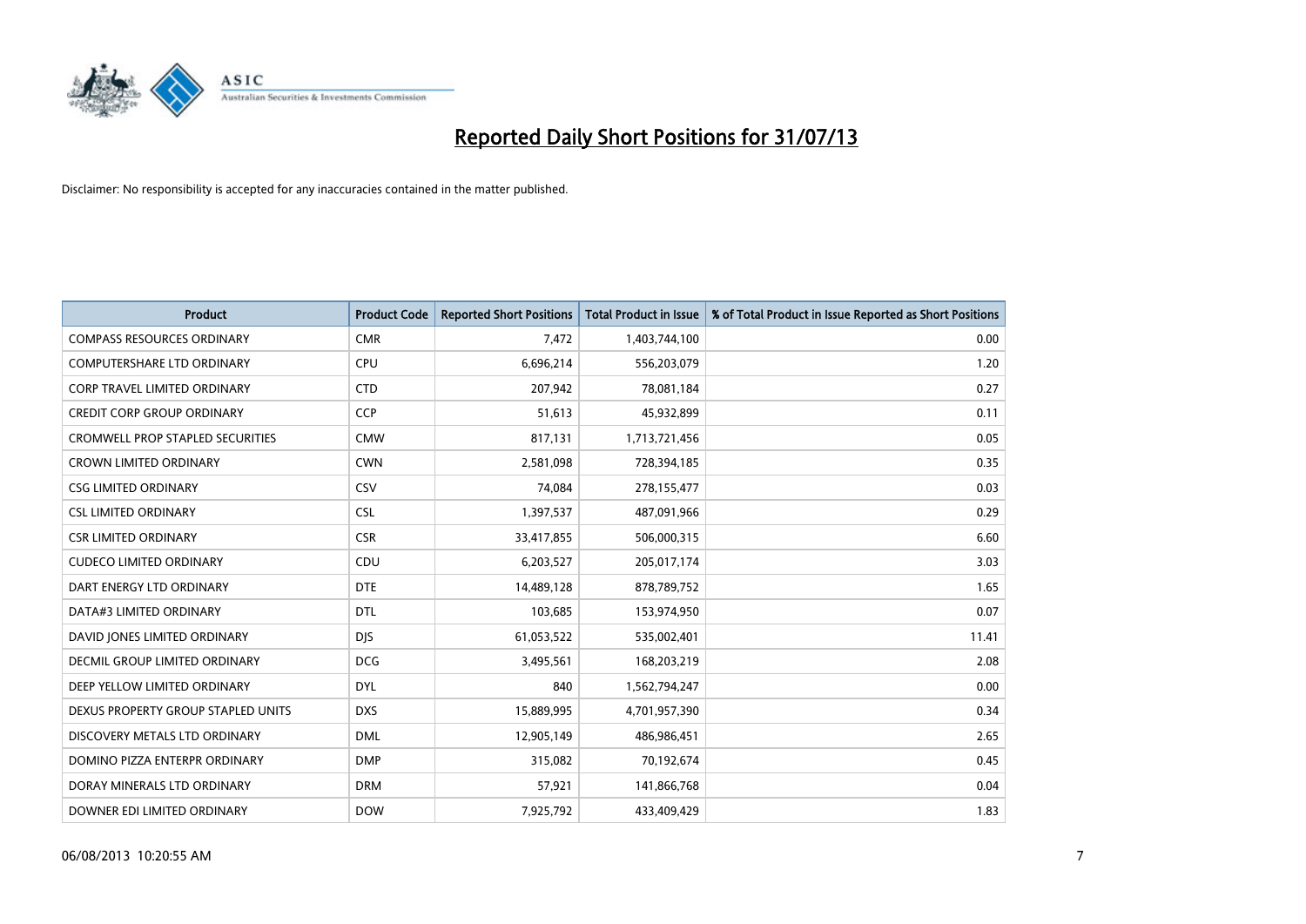# Reported Daily Short Positions for 31/07/13

Disclaimer: No responsibility is accepted for any inaccuracies contained in the matter published.

| Product | Product Code | Reported Short Positions | Total Product in Issue | % of Total Product in Issue Reported as Short Positions |
|---|---|---|---|---|
| COMPASS RESOURCES ORDINARY | CMR | 7,472 | 1,403,744,100 | 0.00 |
| COMPUTERSHARE LTD ORDINARY | CPU | 6,696,214 | 556,203,079 | 1.20 |
| CORP TRAVEL LIMITED ORDINARY | CTD | 207,942 | 78,081,184 | 0.27 |
| CREDIT CORP GROUP ORDINARY | CCP | 51,613 | 45,932,899 | 0.11 |
| CROMWELL PROP STAPLED SECURITIES | CMW | 817,131 | 1,713,721,456 | 0.05 |
| CROWN LIMITED ORDINARY | CWN | 2,581,098 | 728,394,185 | 0.35 |
| CSG LIMITED ORDINARY | CSV | 74,084 | 278,155,477 | 0.03 |
| CSL LIMITED ORDINARY | CSL | 1,397,537 | 487,091,966 | 0.29 |
| CSR LIMITED ORDINARY | CSR | 33,417,855 | 506,000,315 | 6.60 |
| CUDECO LIMITED ORDINARY | CDU | 6,203,527 | 205,017,174 | 3.03 |
| DART ENERGY LTD ORDINARY | DTE | 14,489,128 | 878,789,752 | 1.65 |
| DATA#3 LIMITED ORDINARY | DTL | 103,685 | 153,974,950 | 0.07 |
| DAVID JONES LIMITED ORDINARY | DJS | 61,053,522 | 535,002,401 | 11.41 |
| DECMIL GROUP LIMITED ORDINARY | DCG | 3,495,561 | 168,203,219 | 2.08 |
| DEEP YELLOW LIMITED ORDINARY | DYL | 840 | 1,562,794,247 | 0.00 |
| DEXUS PROPERTY GROUP STAPLED UNITS | DXS | 15,889,995 | 4,701,957,390 | 0.34 |
| DISCOVERY METALS LTD ORDINARY | DML | 12,905,149 | 486,986,451 | 2.65 |
| DOMINO PIZZA ENTERPR ORDINARY | DMP | 315,082 | 70,192,674 | 0.45 |
| DORAY MINERALS LTD ORDINARY | DRM | 57,921 | 141,866,768 | 0.04 |
| DOWNER EDI LIMITED ORDINARY | DOW | 7,925,792 | 433,409,429 | 1.83 |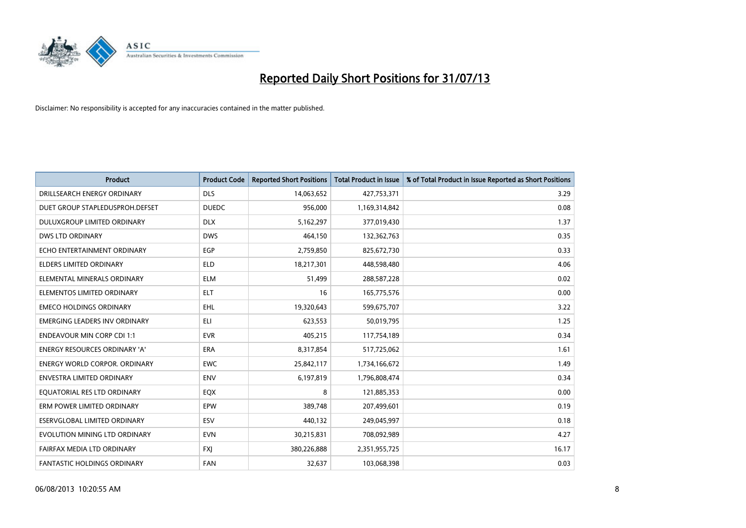# Reported Daily Short Positions for 31/07/13

Disclaimer: No responsibility is accepted for any inaccuracies contained in the matter published.

| Product | Product Code | Reported Short Positions | Total Product in Issue | % of Total Product in Issue Reported as Short Positions |
|---|---|---|---|---|
| DRILLSEARCH ENERGY ORDINARY | DLS | 14,063,652 | 427,753,371 | 3.29 |
| DUET GROUP STAPLEDUSPROH.DEFSET | DUEDC | 956,000 | 1,169,314,842 | 0.08 |
| DULUXGROUP LIMITED ORDINARY | DLX | 5,162,297 | 377,019,430 | 1.37 |
| DWS LTD ORDINARY | DWS | 464,150 | 132,362,763 | 0.35 |
| ECHO ENTERTAINMENT ORDINARY | EGP | 2,759,850 | 825,672,730 | 0.33 |
| ELDERS LIMITED ORDINARY | ELD | 18,217,301 | 448,598,480 | 4.06 |
| ELEMENTAL MINERALS ORDINARY | ELM | 51,499 | 288,587,228 | 0.02 |
| ELEMENTOS LIMITED ORDINARY | ELT | 16 | 165,775,576 | 0.00 |
| EMECO HOLDINGS ORDINARY | EHL | 19,320,643 | 599,675,707 | 3.22 |
| EMERGING LEADERS INV ORDINARY | ELI | 623,553 | 50,019,795 | 1.25 |
| ENDEAVOUR MIN CORP CDI 1:1 | EVR | 405,215 | 117,754,189 | 0.34 |
| ENERGY RESOURCES ORDINARY 'A' | ERA | 8,317,854 | 517,725,062 | 1.61 |
| ENERGY WORLD CORPOR. ORDINARY | EWC | 25,842,117 | 1,734,166,672 | 1.49 |
| ENVESTRA LIMITED ORDINARY | ENV | 6,197,819 | 1,796,808,474 | 0.34 |
| EQUATORIAL RES LTD ORDINARY | EQX | 8 | 121,885,353 | 0.00 |
| ERM POWER LIMITED ORDINARY | EPW | 389,748 | 207,499,601 | 0.19 |
| ESERVGLOBAL LIMITED ORDINARY | ESV | 440,132 | 249,045,997 | 0.18 |
| EVOLUTION MINING LTD ORDINARY | EVN | 30,215,831 | 708,092,989 | 4.27 |
| FAIRFAX MEDIA LTD ORDINARY | FXJ | 380,226,888 | 2,351,955,725 | 16.17 |
| FANTASTIC HOLDINGS ORDINARY | FAN | 32,637 | 103,068,398 | 0.03 |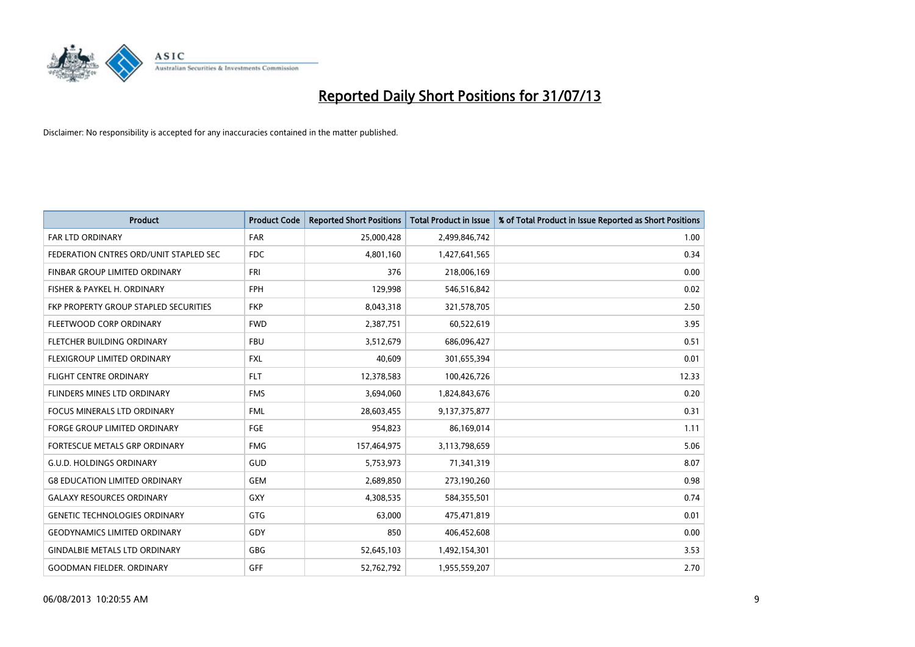# Reported Daily Short Positions for 31/07/13

Disclaimer: No responsibility is accepted for any inaccuracies contained in the matter published.

| Product | Product Code | Reported Short Positions | Total Product in Issue | % of Total Product in Issue Reported as Short Positions |
|---|---|---|---|---|
| FAR LTD ORDINARY | FAR | 25,000,428 | 2,499,846,742 | 1.00 |
| FEDERATION CNTRES ORD/UNIT STAPLED SEC | FDC | 4,801,160 | 1,427,641,565 | 0.34 |
| FINBAR GROUP LIMITED ORDINARY | FRI | 376 | 218,006,169 | 0.00 |
| FISHER & PAYKEL H. ORDINARY | FPH | 129,998 | 546,516,842 | 0.02 |
| FKP PROPERTY GROUP STAPLED SECURITIES | FKP | 8,043,318 | 321,578,705 | 2.50 |
| FLEETWOOD CORP ORDINARY | FWD | 2,387,751 | 60,522,619 | 3.95 |
| FLETCHER BUILDING ORDINARY | FBU | 3,512,679 | 686,096,427 | 0.51 |
| FLEXIGROUP LIMITED ORDINARY | FXL | 40,609 | 301,655,394 | 0.01 |
| FLIGHT CENTRE ORDINARY | FLT | 12,378,583 | 100,426,726 | 12.33 |
| FLINDERS MINES LTD ORDINARY | FMS | 3,694,060 | 1,824,843,676 | 0.20 |
| FOCUS MINERALS LTD ORDINARY | FML | 28,603,455 | 9,137,375,877 | 0.31 |
| FORGE GROUP LIMITED ORDINARY | FGE | 954,823 | 86,169,014 | 1.11 |
| FORTESCUE METALS GRP ORDINARY | FMG | 157,464,975 | 3,113,798,659 | 5.06 |
| G.U.D. HOLDINGS ORDINARY | GUD | 5,753,973 | 71,341,319 | 8.07 |
| G8 EDUCATION LIMITED ORDINARY | GEM | 2,689,850 | 273,190,260 | 0.98 |
| GALAXY RESOURCES ORDINARY | GXY | 4,308,535 | 584,355,501 | 0.74 |
| GENETIC TECHNOLOGIES ORDINARY | GTG | 63,000 | 475,471,819 | 0.01 |
| GEODYNAMICS LIMITED ORDINARY | GDY | 850 | 406,452,608 | 0.00 |
| GINDALBIE METALS LTD ORDINARY | GBG | 52,645,103 | 1,492,154,301 | 3.53 |
| GOODMAN FIELDER. ORDINARY | GFF | 52,762,792 | 1,955,559,207 | 2.70 |

06/08/2013 10:20:55 AM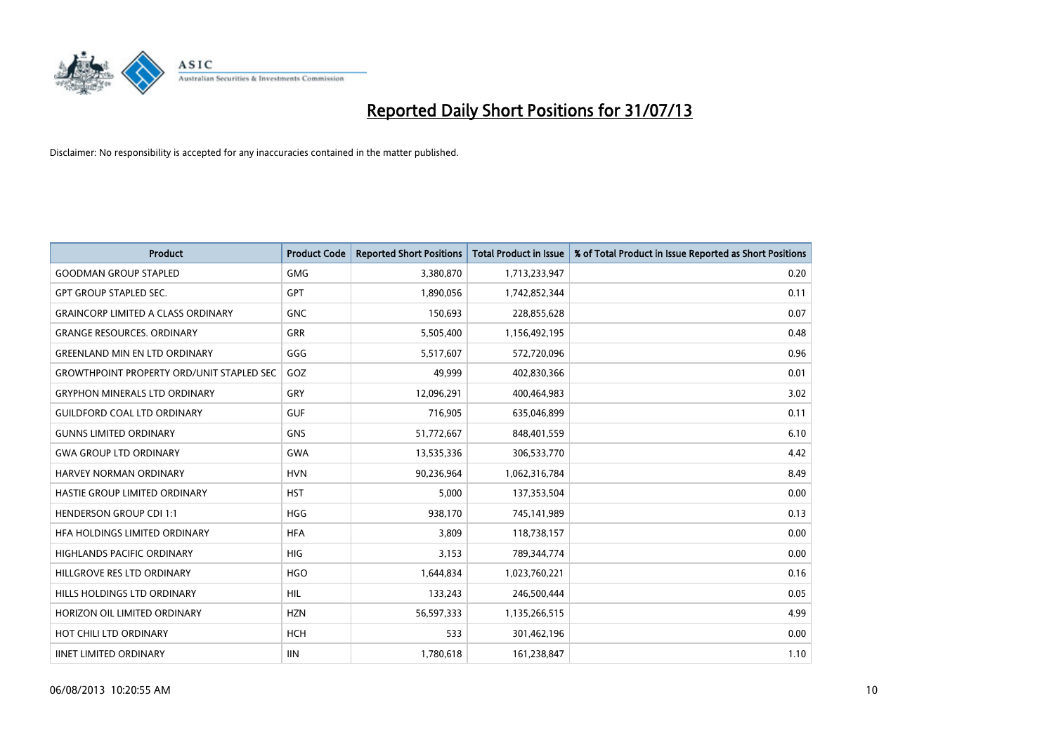# Reported Daily Short Positions for 31/07/13

Disclaimer: No responsibility is accepted for any inaccuracies contained in the matter published.

| Product | Product Code | Reported Short Positions | Total Product in Issue | % of Total Product in Issue Reported as Short Positions |
|---|---|---|---|---|
| GOODMAN GROUP STAPLED | GMG | 3,380,870 | 1,713,233,947 | 0.20 |
| GPT GROUP STAPLED SEC. | GPT | 1,890,056 | 1,742,852,344 | 0.11 |
| GRAINCORP LIMITED A CLASS ORDINARY | GNC | 150,693 | 228,855,628 | 0.07 |
| GRANGE RESOURCES. ORDINARY | GRR | 5,505,400 | 1,156,492,195 | 0.48 |
| GREENLAND MIN EN LTD ORDINARY | GGG | 5,517,607 | 572,720,096 | 0.96 |
| GROWTHPOINT PROPERTY ORD/UNIT STAPLED SEC | GOZ | 49,999 | 402,830,366 | 0.01 |
| GRYPHON MINERALS LTD ORDINARY | GRY | 12,096,291 | 400,464,983 | 3.02 |
| GUILDFORD COAL LTD ORDINARY | GUF | 716,905 | 635,046,899 | 0.11 |
| GUNNS LIMITED ORDINARY | GNS | 51,772,667 | 848,401,559 | 6.10 |
| GWA GROUP LTD ORDINARY | GWA | 13,535,336 | 306,533,770 | 4.42 |
| HARVEY NORMAN ORDINARY | HVN | 90,236,964 | 1,062,316,784 | 8.49 |
| HASTIE GROUP LIMITED ORDINARY | HST | 5,000 | 137,353,504 | 0.00 |
| HENDERSON GROUP CDI 1:1 | HGG | 938,170 | 745,141,989 | 0.13 |
| HFA HOLDINGS LIMITED ORDINARY | HFA | 3,809 | 118,738,157 | 0.00 |
| HIGHLANDS PACIFIC ORDINARY | HIG | 3,153 | 789,344,774 | 0.00 |
| HILLGROVE RES LTD ORDINARY | HGO | 1,644,834 | 1,023,760,221 | 0.16 |
| HILLS HOLDINGS LTD ORDINARY | HIL | 133,243 | 246,500,444 | 0.05 |
| HORIZON OIL LIMITED ORDINARY | HZN | 56,597,333 | 1,135,266,515 | 4.99 |
| HOT CHILI LTD ORDINARY | HCH | 533 | 301,462,196 | 0.00 |
| IINET LIMITED ORDINARY | IIN | 1,780,618 | 161,238,847 | 1.10 |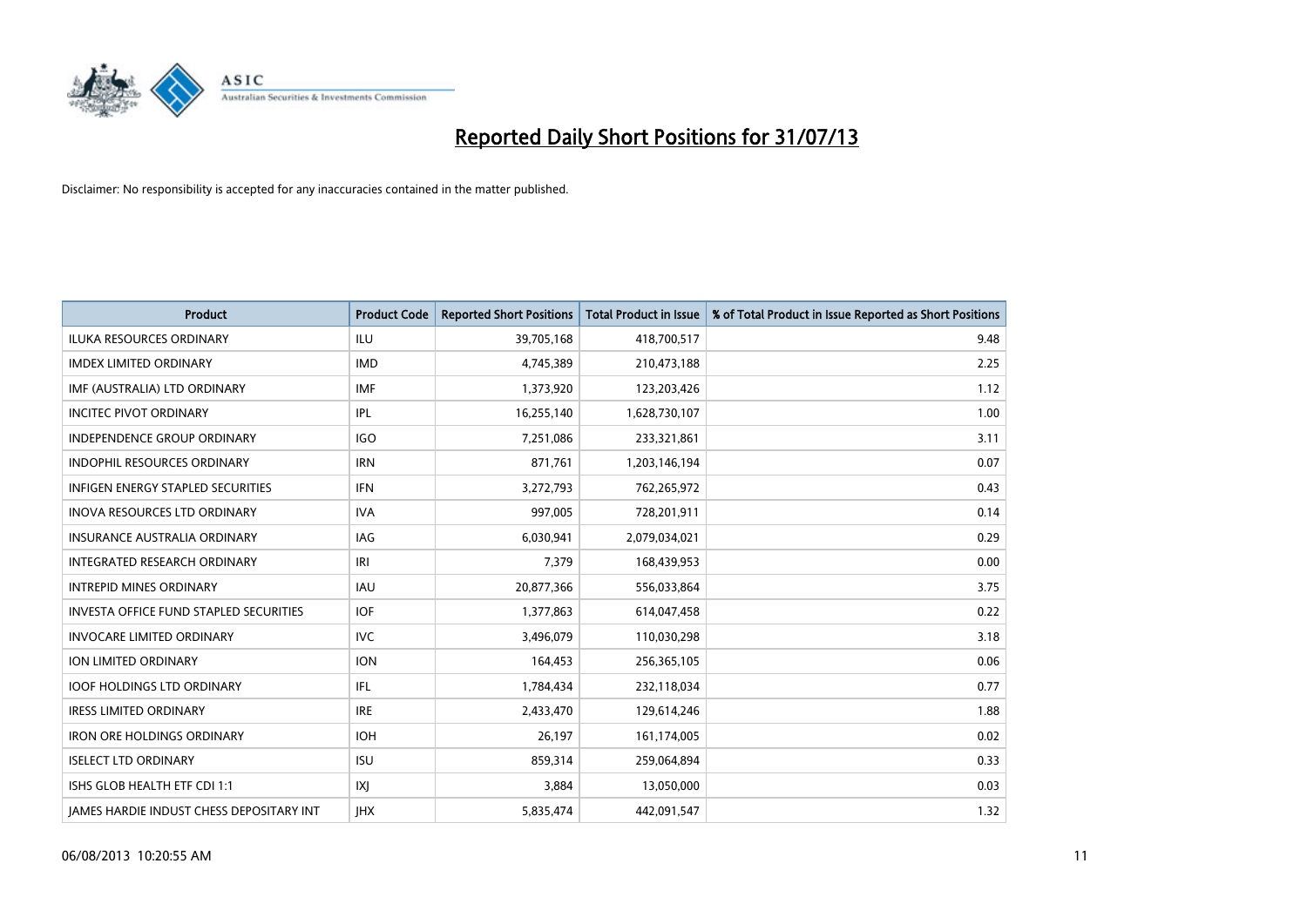# Reported Daily Short Positions for 31/07/13

Disclaimer: No responsibility is accepted for any inaccuracies contained in the matter published.

| Product | Product Code | Reported Short Positions | Total Product in Issue | % of Total Product in Issue Reported as Short Positions |
| --- | --- | --- | --- | --- |
| ILUKA RESOURCES ORDINARY | ILU | 39,705,168 | 418,700,517 | 9.48 |
| IMDEX LIMITED ORDINARY | IMD | 4,745,389 | 210,473,188 | 2.25 |
| IMF (AUSTRALIA) LTD ORDINARY | IMF | 1,373,920 | 123,203,426 | 1.12 |
| INCITEC PIVOT ORDINARY | IPL | 16,255,140 | 1,628,730,107 | 1.00 |
| INDEPENDENCE GROUP ORDINARY | IGO | 7,251,086 | 233,321,861 | 3.11 |
| INDOPHIL RESOURCES ORDINARY | IRN | 871,761 | 1,203,146,194 | 0.07 |
| INFIGEN ENERGY STAPLED SECURITIES | IFN | 3,272,793 | 762,265,972 | 0.43 |
| INOVA RESOURCES LTD ORDINARY | IVA | 997,005 | 728,201,911 | 0.14 |
| INSURANCE AUSTRALIA ORDINARY | IAG | 6,030,941 | 2,079,034,021 | 0.29 |
| INTEGRATED RESEARCH ORDINARY | IRI | 7,379 | 168,439,953 | 0.00 |
| INTREPID MINES ORDINARY | IAU | 20,877,366 | 556,033,864 | 3.75 |
| INVESTA OFFICE FUND STAPLED SECURITIES | IOF | 1,377,863 | 614,047,458 | 0.22 |
| INVOCARE LIMITED ORDINARY | IVC | 3,496,079 | 110,030,298 | 3.18 |
| ION LIMITED ORDINARY | ION | 164,453 | 256,365,105 | 0.06 |
| IOOF HOLDINGS LTD ORDINARY | IFL | 1,784,434 | 232,118,034 | 0.77 |
| IRESS LIMITED ORDINARY | IRE | 2,433,470 | 129,614,246 | 1.88 |
| IRON ORE HOLDINGS ORDINARY | IOH | 26,197 | 161,174,005 | 0.02 |
| ISELECT LTD ORDINARY | ISU | 859,314 | 259,064,894 | 0.33 |
| ISHS GLOB HEALTH ETF CDI 1:1 | IXJ | 3,884 | 13,050,000 | 0.03 |
| JAMES HARDIE INDUST CHESS DEPOSITARY INT | JHX | 5,835,474 | 442,091,547 | 1.32 |

06/08/2013 10:20:55 AM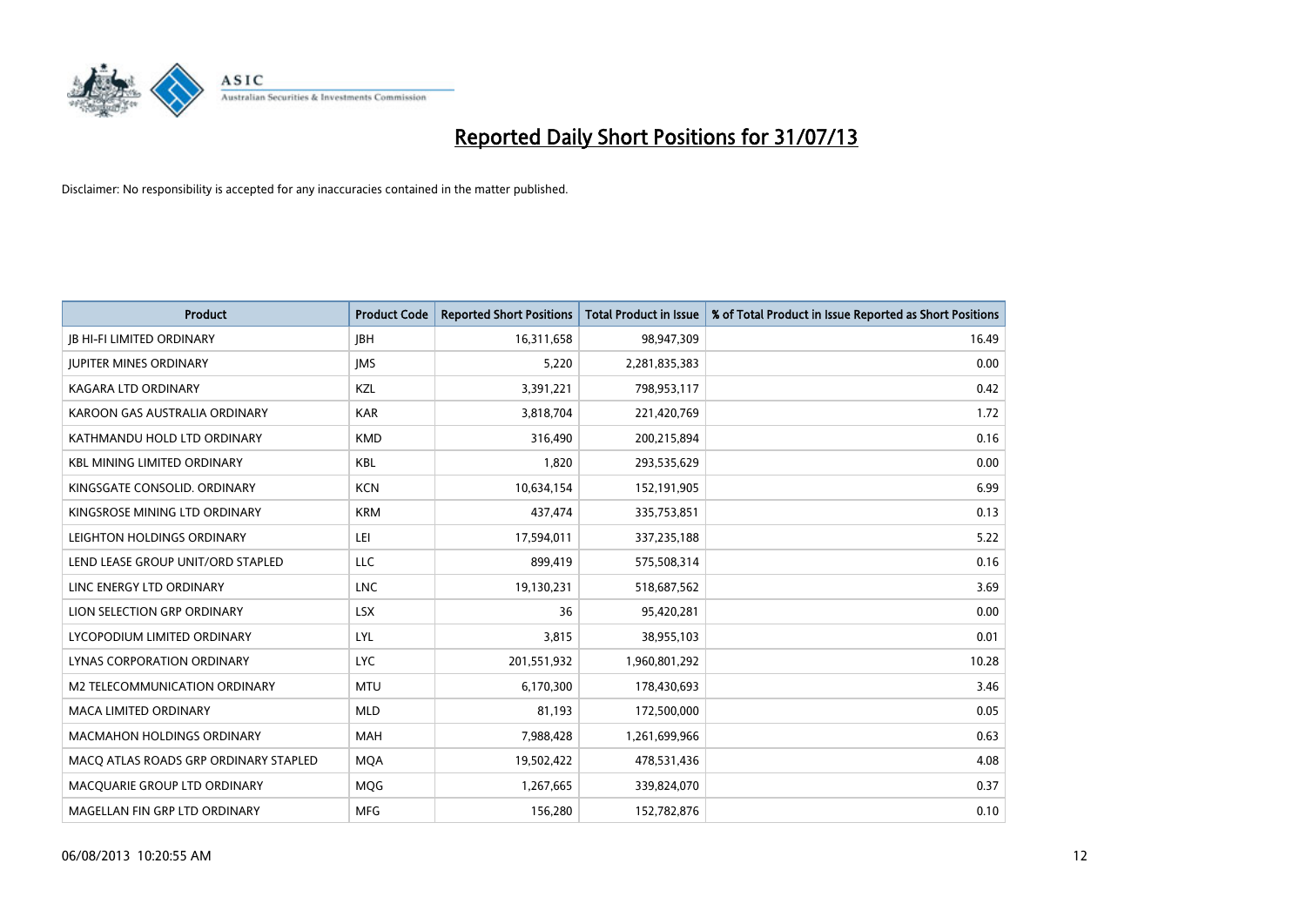# Reported Daily Short Positions for 31/07/13

Disclaimer: No responsibility is accepted for any inaccuracies contained in the matter published.

| Product | Product Code | Reported Short Positions | Total Product in Issue | % of Total Product in Issue Reported as Short Positions |
|---|---|---|---|---|
| JB HI-FI LIMITED ORDINARY | JBH | 16,311,658 | 98,947,309 | 16.49 |
| JUPITER MINES ORDINARY | JMS | 5,220 | 2,281,835,383 | 0.00 |
| KAGARA LTD ORDINARY | KZL | 3,391,221 | 798,953,117 | 0.42 |
| KAROON GAS AUSTRALIA ORDINARY | KAR | 3,818,704 | 221,420,769 | 1.72 |
| KATHMANDU HOLD LTD ORDINARY | KMD | 316,490 | 200,215,894 | 0.16 |
| KBL MINING LIMITED ORDINARY | KBL | 1,820 | 293,535,629 | 0.00 |
| KINGSGATE CONSOLID. ORDINARY | KCN | 10,634,154 | 152,191,905 | 6.99 |
| KINGSROSE MINING LTD ORDINARY | KRM | 437,474 | 335,753,851 | 0.13 |
| LEIGHTON HOLDINGS ORDINARY | LEI | 17,594,011 | 337,235,188 | 5.22 |
| LEND LEASE GROUP UNIT/ORD STAPLED | LLC | 899,419 | 575,508,314 | 0.16 |
| LINC ENERGY LTD ORDINARY | LNC | 19,130,231 | 518,687,562 | 3.69 |
| LION SELECTION GRP ORDINARY | LSX | 36 | 95,420,281 | 0.00 |
| LYCOPODIUM LIMITED ORDINARY | LYL | 3,815 | 38,955,103 | 0.01 |
| LYNAS CORPORATION ORDINARY | LYC | 201,551,932 | 1,960,801,292 | 10.28 |
| M2 TELECOMMUNICATION ORDINARY | MTU | 6,170,300 | 178,430,693 | 3.46 |
| MACA LIMITED ORDINARY | MLD | 81,193 | 172,500,000 | 0.05 |
| MACMAHON HOLDINGS ORDINARY | MAH | 7,988,428 | 1,261,699,966 | 0.63 |
| MACQ ATLAS ROADS GRP ORDINARY STAPLED | MQA | 19,502,422 | 478,531,436 | 4.08 |
| MACQUARIE GROUP LTD ORDINARY | MQG | 1,267,665 | 339,824,070 | 0.37 |
| MAGELLAN FIN GRP LTD ORDINARY | MFG | 156,280 | 152,782,876 | 0.10 |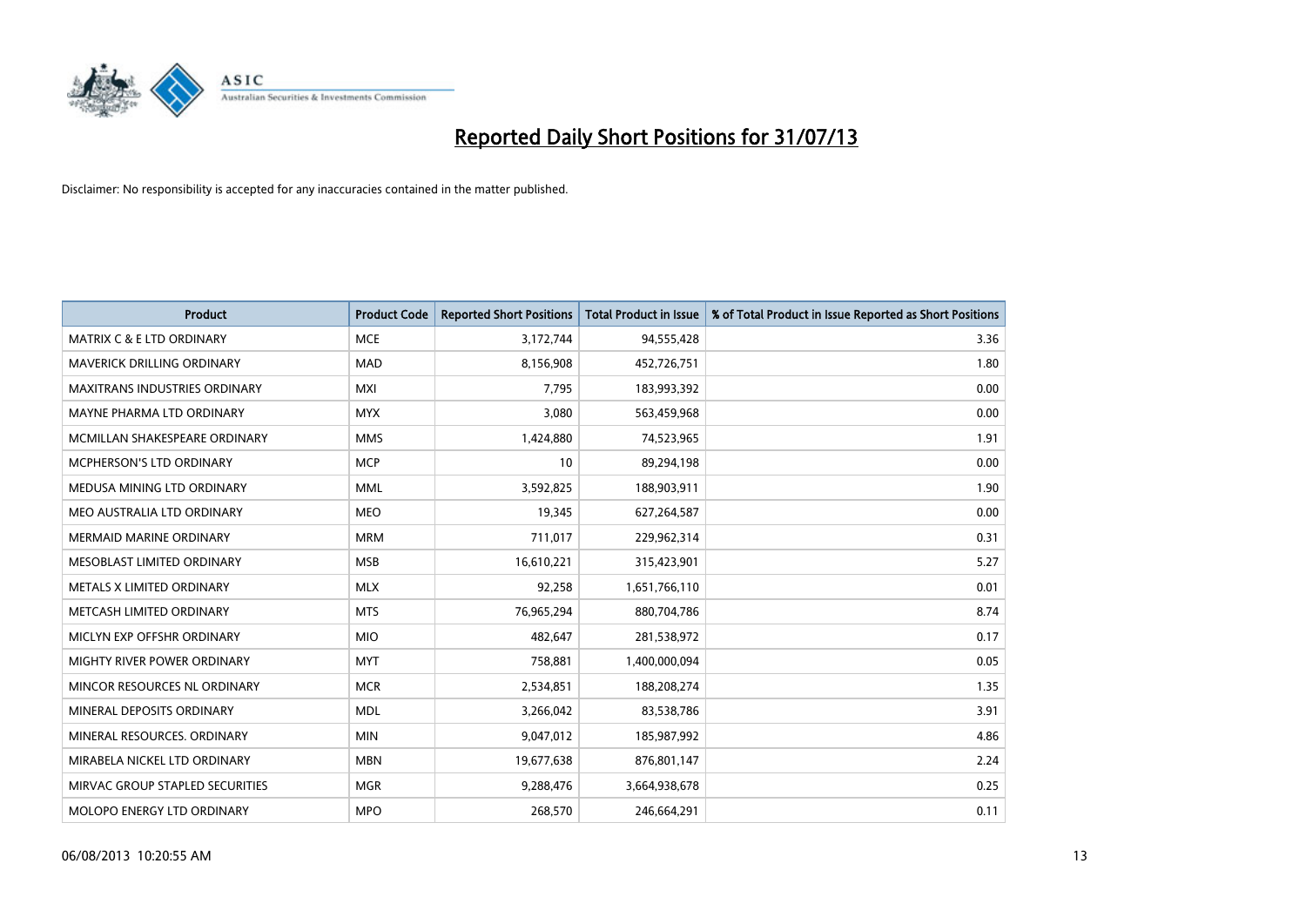# Reported Daily Short Positions for 31/07/13

Disclaimer: No responsibility is accepted for any inaccuracies contained in the matter published.

| Product | Product Code | Reported Short Positions | Total Product in Issue | % of Total Product in Issue Reported as Short Positions |
|---|---|---|---|---|
| MATRIX C & E LTD ORDINARY | MCE | 3,172,744 | 94,555,428 | 3.36 |
| MAVERICK DRILLING ORDINARY | MAD | 8,156,908 | 452,726,751 | 1.80 |
| MAXITRANS INDUSTRIES ORDINARY | MXI | 7,795 | 183,993,392 | 0.00 |
| MAYNE PHARMA LTD ORDINARY | MYX | 3,080 | 563,459,968 | 0.00 |
| MCMILLAN SHAKESPEARE ORDINARY | MMS | 1,424,880 | 74,523,965 | 1.91 |
| MCPHERSON'S LTD ORDINARY | MCP | 10 | 89,294,198 | 0.00 |
| MEDUSA MINING LTD ORDINARY | MML | 3,592,825 | 188,903,911 | 1.90 |
| MEO AUSTRALIA LTD ORDINARY | MEO | 19,345 | 627,264,587 | 0.00 |
| MERMAID MARINE ORDINARY | MRM | 711,017 | 229,962,314 | 0.31 |
| MESOBLAST LIMITED ORDINARY | MSB | 16,610,221 | 315,423,901 | 5.27 |
| METALS X LIMITED ORDINARY | MLX | 92,258 | 1,651,766,110 | 0.01 |
| METCASH LIMITED ORDINARY | MTS | 76,965,294 | 880,704,786 | 8.74 |
| MICLYN EXP OFFSHR ORDINARY | MIO | 482,647 | 281,538,972 | 0.17 |
| MIGHTY RIVER POWER ORDINARY | MYT | 758,881 | 1,400,000,094 | 0.05 |
| MINCOR RESOURCES NL ORDINARY | MCR | 2,534,851 | 188,208,274 | 1.35 |
| MINERAL DEPOSITS ORDINARY | MDL | 3,266,042 | 83,538,786 | 3.91 |
| MINERAL RESOURCES. ORDINARY | MIN | 9,047,012 | 185,987,992 | 4.86 |
| MIRABELA NICKEL LTD ORDINARY | MBN | 19,677,638 | 876,801,147 | 2.24 |
| MIRVAC GROUP STAPLED SECURITIES | MGR | 9,288,476 | 3,664,938,678 | 0.25 |
| MOLOPO ENERGY LTD ORDINARY | MPO | 268,570 | 246,664,291 | 0.11 |

06/08/2013 10:20:55 AM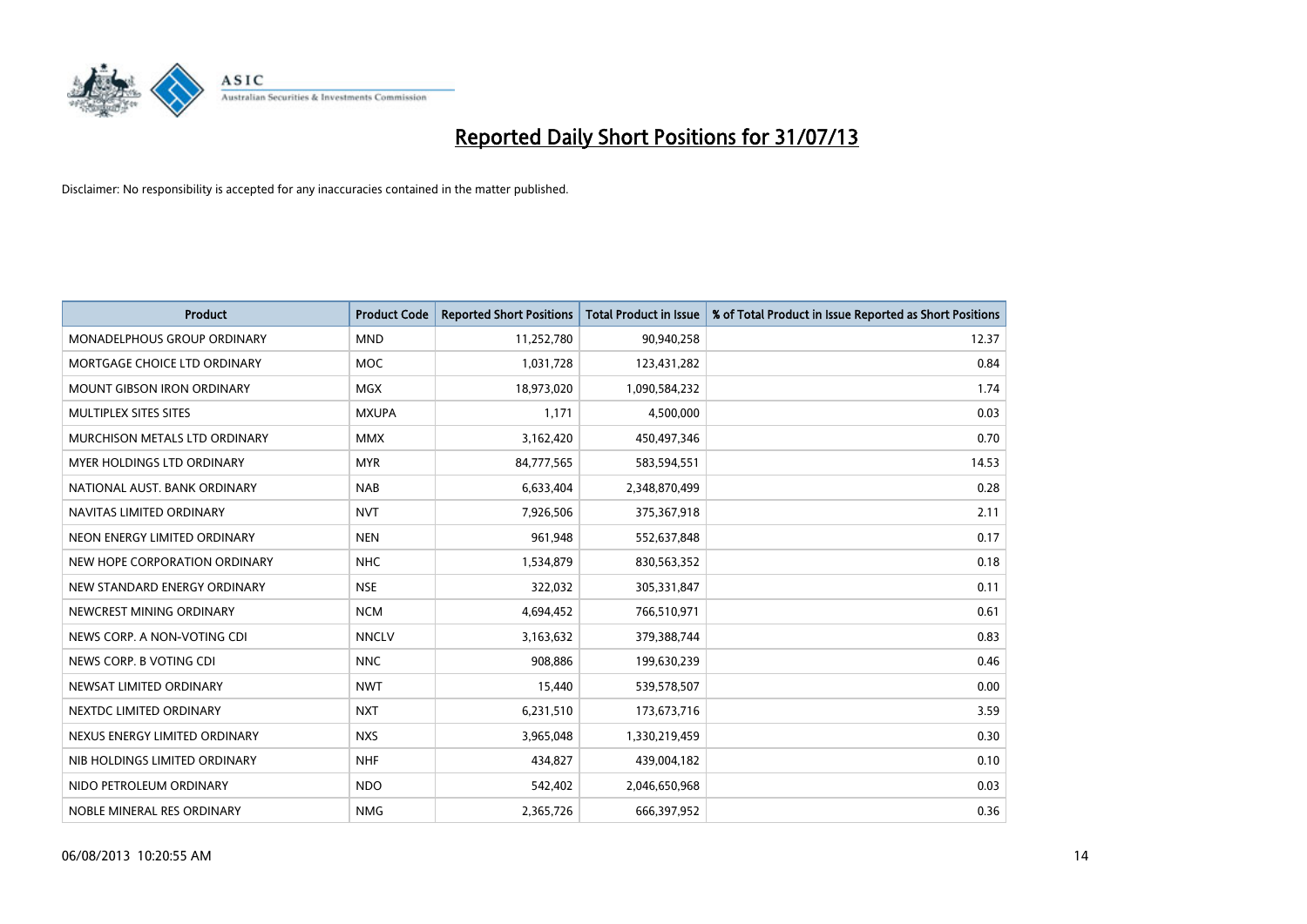# Reported Daily Short Positions for 31/07/13

Disclaimer: No responsibility is accepted for any inaccuracies contained in the matter published.

| Product | Product Code | Reported Short Positions | Total Product in Issue | % of Total Product in Issue Reported as Short Positions |
|---|---|---|---|---|
| MONADELPHOUS GROUP ORDINARY | MND | 11,252,780 | 90,940,258 | 12.37 |
| MORTGAGE CHOICE LTD ORDINARY | MOC | 1,031,728 | 123,431,282 | 0.84 |
| MOUNT GIBSON IRON ORDINARY | MGX | 18,973,020 | 1,090,584,232 | 1.74 |
| MULTIPLEX SITES SITES | MXUPA | 1,171 | 4,500,000 | 0.03 |
| MURCHISON METALS LTD ORDINARY | MMX | 3,162,420 | 450,497,346 | 0.70 |
| MYER HOLDINGS LTD ORDINARY | MYR | 84,777,565 | 583,594,551 | 14.53 |
| NATIONAL AUST. BANK ORDINARY | NAB | 6,633,404 | 2,348,870,499 | 0.28 |
| NAVITAS LIMITED ORDINARY | NVT | 7,926,506 | 375,367,918 | 2.11 |
| NEON ENERGY LIMITED ORDINARY | NEN | 961,948 | 552,637,848 | 0.17 |
| NEW HOPE CORPORATION ORDINARY | NHC | 1,534,879 | 830,563,352 | 0.18 |
| NEW STANDARD ENERGY ORDINARY | NSE | 322,032 | 305,331,847 | 0.11 |
| NEWCREST MINING ORDINARY | NCM | 4,694,452 | 766,510,971 | 0.61 |
| NEWS CORP. A NON-VOTING CDI | NNCLV | 3,163,632 | 379,388,744 | 0.83 |
| NEWS CORP. B VOTING CDI | NNC | 908,886 | 199,630,239 | 0.46 |
| NEWSAT LIMITED ORDINARY | NWT | 15,440 | 539,578,507 | 0.00 |
| NEXTDC LIMITED ORDINARY | NXT | 6,231,510 | 173,673,716 | 3.59 |
| NEXUS ENERGY LIMITED ORDINARY | NXS | 3,965,048 | 1,330,219,459 | 0.30 |
| NIB HOLDINGS LIMITED ORDINARY | NHF | 434,827 | 439,004,182 | 0.10 |
| NIDO PETROLEUM ORDINARY | NDO | 542,402 | 2,046,650,968 | 0.03 |
| NOBLE MINERAL RES ORDINARY | NMG | 2,365,726 | 666,397,952 | 0.36 |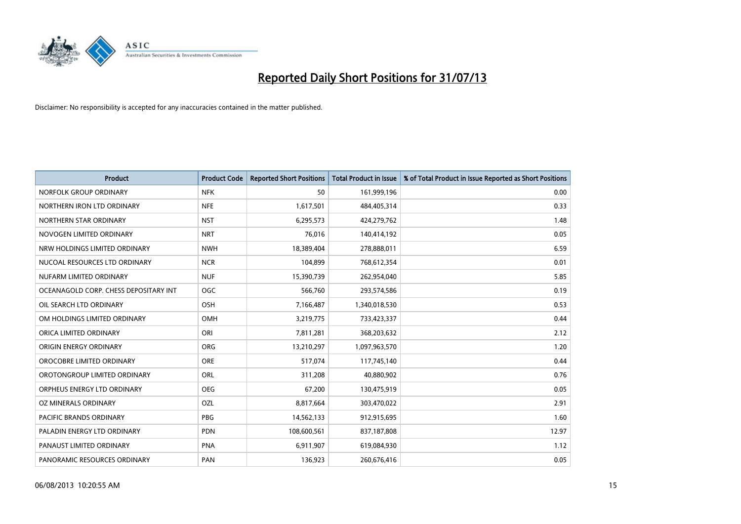# Reported Daily Short Positions for 31/07/13

Disclaimer: No responsibility is accepted for any inaccuracies contained in the matter published.

| Product | Product Code | Reported Short Positions | Total Product in Issue | % of Total Product in Issue Reported as Short Positions |
|---|---|---|---|---|
| NORFOLK GROUP ORDINARY | NFK | 50 | 161,999,196 | 0.00 |
| NORTHERN IRON LTD ORDINARY | NFE | 1,617,501 | 484,405,314 | 0.33 |
| NORTHERN STAR ORDINARY | NST | 6,295,573 | 424,279,762 | 1.48 |
| NOVOGEN LIMITED ORDINARY | NRT | 76,016 | 140,414,192 | 0.05 |
| NRW HOLDINGS LIMITED ORDINARY | NWH | 18,389,404 | 278,888,011 | 6.59 |
| NUCOAL RESOURCES LTD ORDINARY | NCR | 104,899 | 768,612,354 | 0.01 |
| NUFARM LIMITED ORDINARY | NUF | 15,390,739 | 262,954,040 | 5.85 |
| OCEANAGOLD CORP. CHESS DEPOSITARY INT | OGC | 566,760 | 293,574,586 | 0.19 |
| OIL SEARCH LTD ORDINARY | OSH | 7,166,487 | 1,340,018,530 | 0.53 |
| OM HOLDINGS LIMITED ORDINARY | OMH | 3,219,775 | 733,423,337 | 0.44 |
| ORICA LIMITED ORDINARY | ORI | 7,811,281 | 368,203,632 | 2.12 |
| ORIGIN ENERGY ORDINARY | ORG | 13,210,297 | 1,097,963,570 | 1.20 |
| OROCOBRE LIMITED ORDINARY | ORE | 517,074 | 117,745,140 | 0.44 |
| OROTONGROUP LIMITED ORDINARY | ORL | 311,208 | 40,880,902 | 0.76 |
| ORPHEUS ENERGY LTD ORDINARY | OEG | 67,200 | 130,475,919 | 0.05 |
| OZ MINERALS ORDINARY | OZL | 8,817,664 | 303,470,022 | 2.91 |
| PACIFIC BRANDS ORDINARY | PBG | 14,562,133 | 912,915,695 | 1.60 |
| PALADIN ENERGY LTD ORDINARY | PDN | 108,600,561 | 837,187,808 | 12.97 |
| PANAUST LIMITED ORDINARY | PNA | 6,911,907 | 619,084,930 | 1.12 |
| PANORAMIC RESOURCES ORDINARY | PAN | 136,923 | 260,676,416 | 0.05 |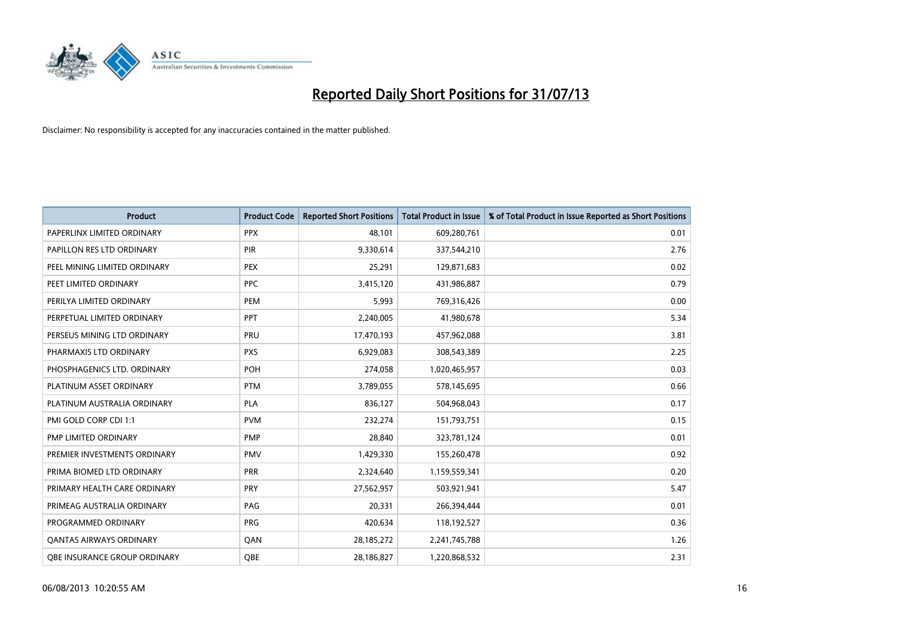# Reported Daily Short Positions for 31/07/13

Disclaimer: No responsibility is accepted for any inaccuracies contained in the matter published.

| Product | Product Code | Reported Short Positions | Total Product in Issue | % of Total Product in Issue Reported as Short Positions |
|---|---|---|---|---|
| PAPERLINX LIMITED ORDINARY | PPX | 48,101 | 609,280,761 | 0.01 |
| PAPILLON RES LTD ORDINARY | PIR | 9,330,614 | 337,544,210 | 2.76 |
| PEEL MINING LIMITED ORDINARY | PEX | 25,291 | 129,871,683 | 0.02 |
| PEET LIMITED ORDINARY | PPC | 3,415,120 | 431,986,887 | 0.79 |
| PERILYA LIMITED ORDINARY | PEM | 5,993 | 769,316,426 | 0.00 |
| PERPETUAL LIMITED ORDINARY | PPT | 2,240,005 | 41,980,678 | 5.34 |
| PERSEUS MINING LTD ORDINARY | PRU | 17,470,193 | 457,962,088 | 3.81 |
| PHARMAXIS LTD ORDINARY | PXS | 6,929,083 | 308,543,389 | 2.25 |
| PHOSPHAGENICS LTD. ORDINARY | POH | 274,058 | 1,020,465,957 | 0.03 |
| PLATINUM ASSET ORDINARY | PTM | 3,789,055 | 578,145,695 | 0.66 |
| PLATINUM AUSTRALIA ORDINARY | PLA | 836,127 | 504,968,043 | 0.17 |
| PMI GOLD CORP CDI 1:1 | PVM | 232,274 | 151,793,751 | 0.15 |
| PMP LIMITED ORDINARY | PMP | 28,840 | 323,781,124 | 0.01 |
| PREMIER INVESTMENTS ORDINARY | PMV | 1,429,330 | 155,260,478 | 0.92 |
| PRIMA BIOMED LTD ORDINARY | PRR | 2,324,640 | 1,159,559,341 | 0.20 |
| PRIMARY HEALTH CARE ORDINARY | PRY | 27,562,957 | 503,921,941 | 5.47 |
| PRIMEAG AUSTRALIA ORDINARY | PAG | 20,331 | 266,394,444 | 0.01 |
| PROGRAMMED ORDINARY | PRG | 420,634 | 118,192,527 | 0.36 |
| QANTAS AIRWAYS ORDINARY | QAN | 28,185,272 | 2,241,745,788 | 1.26 |
| QBE INSURANCE GROUP ORDINARY | QBE | 28,186,827 | 1,220,868,532 | 2.31 |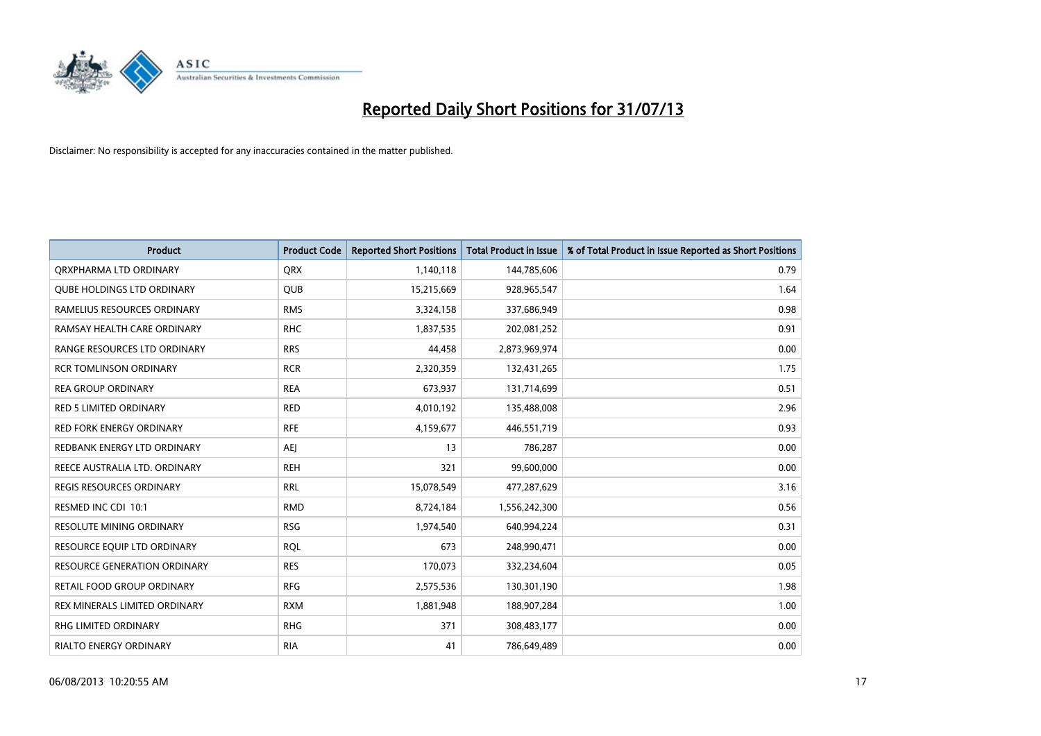# Reported Daily Short Positions for 31/07/13

Disclaimer: No responsibility is accepted for any inaccuracies contained in the matter published.

| Product | Product Code | Reported Short Positions | Total Product in Issue | % of Total Product in Issue Reported as Short Positions |
|---|---|---|---|---|
| QRXPHARMA LTD ORDINARY | QRX | 1,140,118 | 144,785,606 | 0.79 |
| QUBE HOLDINGS LTD ORDINARY | QUB | 15,215,669 | 928,965,547 | 1.64 |
| RAMELIUS RESOURCES ORDINARY | RMS | 3,324,158 | 337,686,949 | 0.98 |
| RAMSAY HEALTH CARE ORDINARY | RHC | 1,837,535 | 202,081,252 | 0.91 |
| RANGE RESOURCES LTD ORDINARY | RRS | 44,458 | 2,873,969,974 | 0.00 |
| RCR TOMLINSON ORDINARY | RCR | 2,320,359 | 132,431,265 | 1.75 |
| REA GROUP ORDINARY | REA | 673,937 | 131,714,699 | 0.51 |
| RED 5 LIMITED ORDINARY | RED | 4,010,192 | 135,488,008 | 2.96 |
| RED FORK ENERGY ORDINARY | RFE | 4,159,677 | 446,551,719 | 0.93 |
| REDBANK ENERGY LTD ORDINARY | AEJ | 13 | 786,287 | 0.00 |
| REECE AUSTRALIA LTD. ORDINARY | REH | 321 | 99,600,000 | 0.00 |
| REGIS RESOURCES ORDINARY | RRL | 15,078,549 | 477,287,629 | 3.16 |
| RESMED INC CDI 10:1 | RMD | 8,724,184 | 1,556,242,300 | 0.56 |
| RESOLUTE MINING ORDINARY | RSG | 1,974,540 | 640,994,224 | 0.31 |
| RESOURCE EQUIP LTD ORDINARY | RQL | 673 | 248,990,471 | 0.00 |
| RESOURCE GENERATION ORDINARY | RES | 170,073 | 332,234,604 | 0.05 |
| RETAIL FOOD GROUP ORDINARY | RFG | 2,575,536 | 130,301,190 | 1.98 |
| REX MINERALS LIMITED ORDINARY | RXM | 1,881,948 | 188,907,284 | 1.00 |
| RHG LIMITED ORDINARY | RHG | 371 | 308,483,177 | 0.00 |
| RIALTO ENERGY ORDINARY | RIA | 41 | 786,649,489 | 0.00 |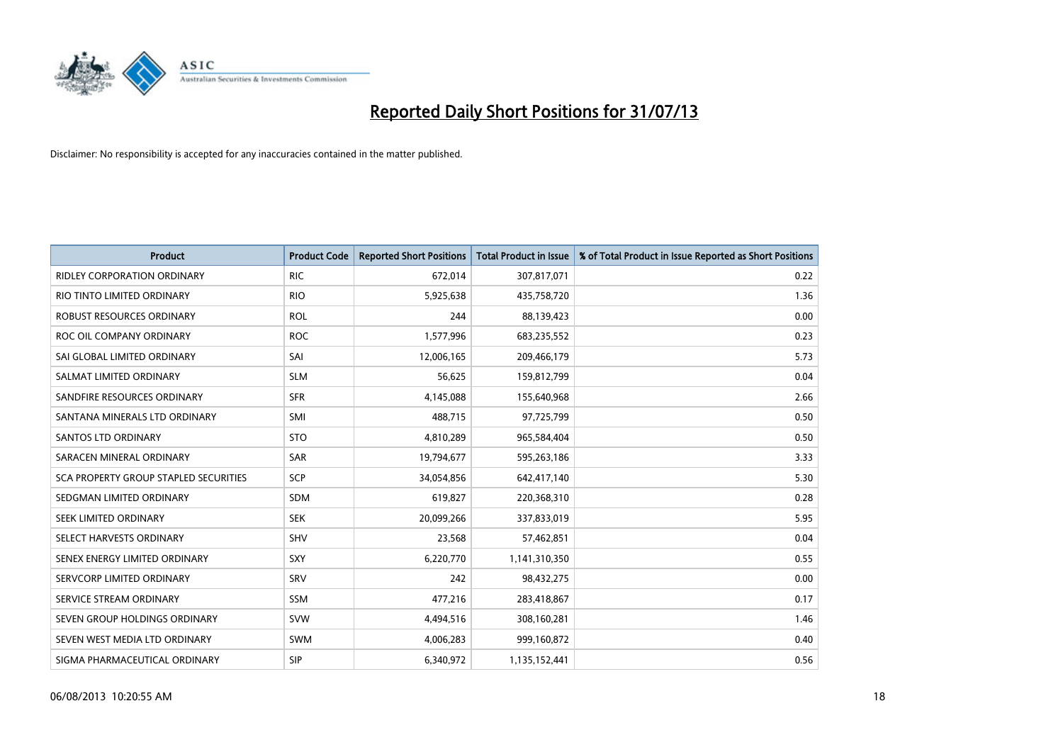# Reported Daily Short Positions for 31/07/13

Disclaimer: No responsibility is accepted for any inaccuracies contained in the matter published.

| Product | Product Code | Reported Short Positions | Total Product in Issue | % of Total Product in Issue Reported as Short Positions |
|---|---|---|---|---|
| RIDLEY CORPORATION ORDINARY | RIC | 672,014 | 307,817,071 | 0.22 |
| RIO TINTO LIMITED ORDINARY | RIO | 5,925,638 | 435,758,720 | 1.36 |
| ROBUST RESOURCES ORDINARY | ROL | 244 | 88,139,423 | 0.00 |
| ROC OIL COMPANY ORDINARY | ROC | 1,577,996 | 683,235,552 | 0.23 |
| SAI GLOBAL LIMITED ORDINARY | SAI | 12,006,165 | 209,466,179 | 5.73 |
| SALMAT LIMITED ORDINARY | SLM | 56,625 | 159,812,799 | 0.04 |
| SANDFIRE RESOURCES ORDINARY | SFR | 4,145,088 | 155,640,968 | 2.66 |
| SANTANA MINERALS LTD ORDINARY | SMI | 488,715 | 97,725,799 | 0.50 |
| SANTOS LTD ORDINARY | STO | 4,810,289 | 965,584,404 | 0.50 |
| SARACEN MINERAL ORDINARY | SAR | 19,794,677 | 595,263,186 | 3.33 |
| SCA PROPERTY GROUP STAPLED SECURITIES | SCP | 34,054,856 | 642,417,140 | 5.30 |
| SEDGMAN LIMITED ORDINARY | SDM | 619,827 | 220,368,310 | 0.28 |
| SEEK LIMITED ORDINARY | SEK | 20,099,266 | 337,833,019 | 5.95 |
| SELECT HARVESTS ORDINARY | SHV | 23,568 | 57,462,851 | 0.04 |
| SENEX ENERGY LIMITED ORDINARY | SXY | 6,220,770 | 1,141,310,350 | 0.55 |
| SERVCORP LIMITED ORDINARY | SRV | 242 | 98,432,275 | 0.00 |
| SERVICE STREAM ORDINARY | SSM | 477,216 | 283,418,867 | 0.17 |
| SEVEN GROUP HOLDINGS ORDINARY | SVW | 4,494,516 | 308,160,281 | 1.46 |
| SEVEN WEST MEDIA LTD ORDINARY | SWM | 4,006,283 | 999,160,872 | 0.40 |
| SIGMA PHARMACEUTICAL ORDINARY | SIP | 6,340,972 | 1,135,152,441 | 0.56 |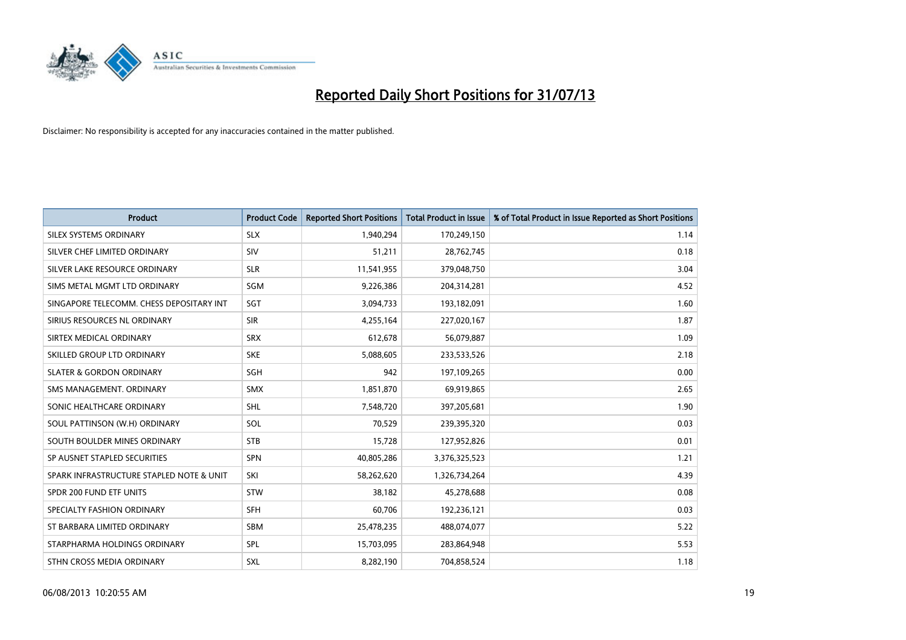# Reported Daily Short Positions for 31/07/13

Disclaimer: No responsibility is accepted for any inaccuracies contained in the matter published.

| Product | Product Code | Reported Short Positions | Total Product in Issue | % of Total Product in Issue Reported as Short Positions |
| --- | --- | --- | --- | --- |
| SILEX SYSTEMS ORDINARY | SLX | 1,940,294 | 170,249,150 | 1.14 |
| SILVER CHEF LIMITED ORDINARY | SIV | 51,211 | 28,762,745 | 0.18 |
| SILVER LAKE RESOURCE ORDINARY | SLR | 11,541,955 | 379,048,750 | 3.04 |
| SIMS METAL MGMT LTD ORDINARY | SGM | 9,226,386 | 204,314,281 | 4.52 |
| SINGAPORE TELECOMM. CHESS DEPOSITARY INT | SGT | 3,094,733 | 193,182,091 | 1.60 |
| SIRIUS RESOURCES NL ORDINARY | SIR | 4,255,164 | 227,020,167 | 1.87 |
| SIRTEX MEDICAL ORDINARY | SRX | 612,678 | 56,079,887 | 1.09 |
| SKILLED GROUP LTD ORDINARY | SKE | 5,088,605 | 233,533,526 | 2.18 |
| SLATER & GORDON ORDINARY | SGH | 942 | 197,109,265 | 0.00 |
| SMS MANAGEMENT. ORDINARY | SMX | 1,851,870 | 69,919,865 | 2.65 |
| SONIC HEALTHCARE ORDINARY | SHL | 7,548,720 | 397,205,681 | 1.90 |
| SOUL PATTINSON (W.H) ORDINARY | SOL | 70,529 | 239,395,320 | 0.03 |
| SOUTH BOULDER MINES ORDINARY | STB | 15,728 | 127,952,826 | 0.01 |
| SP AUSNET STAPLED SECURITIES | SPN | 40,805,286 | 3,376,325,523 | 1.21 |
| SPARK INFRASTRUCTURE STAPLED NOTE & UNIT | SKI | 58,262,620 | 1,326,734,264 | 4.39 |
| SPDR 200 FUND ETF UNITS | STW | 38,182 | 45,278,688 | 0.08 |
| SPECIALTY FASHION ORDINARY | SFH | 60,706 | 192,236,121 | 0.03 |
| ST BARBARA LIMITED ORDINARY | SBM | 25,478,235 | 488,074,077 | 5.22 |
| STARPHARMA HOLDINGS ORDINARY | SPL | 15,703,095 | 283,864,948 | 5.53 |
| STHN CROSS MEDIA ORDINARY | SXL | 8,282,190 | 704,858,524 | 1.18 |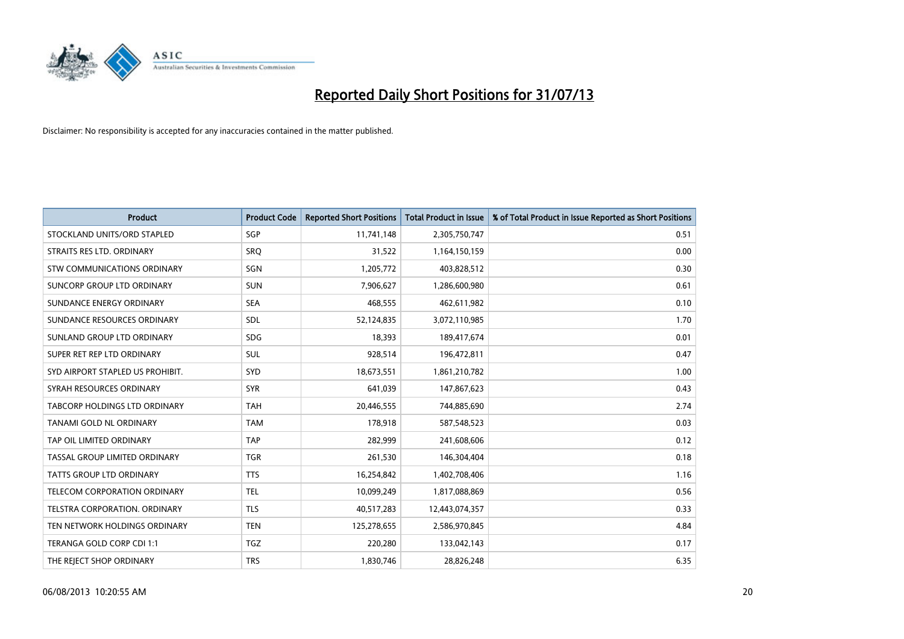# Reported Daily Short Positions for 31/07/13

Disclaimer: No responsibility is accepted for any inaccuracies contained in the matter published.

| Product | Product Code | Reported Short Positions | Total Product in Issue | % of Total Product in Issue Reported as Short Positions |
|---|---|---|---|---|
| STOCKLAND UNITS/ORD STAPLED | SGP | 11,741,148 | 2,305,750,747 | 0.51 |
| STRAITS RES LTD. ORDINARY | SRQ | 31,522 | 1,164,150,159 | 0.00 |
| STW COMMUNICATIONS ORDINARY | SGN | 1,205,772 | 403,828,512 | 0.30 |
| SUNCORP GROUP LTD ORDINARY | SUN | 7,906,627 | 1,286,600,980 | 0.61 |
| SUNDANCE ENERGY ORDINARY | SEA | 468,555 | 462,611,982 | 0.10 |
| SUNDANCE RESOURCES ORDINARY | SDL | 52,124,835 | 3,072,110,985 | 1.70 |
| SUNLAND GROUP LTD ORDINARY | SDG | 18,393 | 189,417,674 | 0.01 |
| SUPER RET REP LTD ORDINARY | SUL | 928,514 | 196,472,811 | 0.47 |
| SYD AIRPORT STAPLED US PROHIBIT. | SYD | 18,673,551 | 1,861,210,782 | 1.00 |
| SYRAH RESOURCES ORDINARY | SYR | 641,039 | 147,867,623 | 0.43 |
| TABCORP HOLDINGS LTD ORDINARY | TAH | 20,446,555 | 744,885,690 | 2.74 |
| TANAMI GOLD NL ORDINARY | TAM | 178,918 | 587,548,523 | 0.03 |
| TAP OIL LIMITED ORDINARY | TAP | 282,999 | 241,608,606 | 0.12 |
| TASSAL GROUP LIMITED ORDINARY | TGR | 261,530 | 146,304,404 | 0.18 |
| TATTS GROUP LTD ORDINARY | TTS | 16,254,842 | 1,402,708,406 | 1.16 |
| TELECOM CORPORATION ORDINARY | TEL | 10,099,249 | 1,817,088,869 | 0.56 |
| TELSTRA CORPORATION. ORDINARY | TLS | 40,517,283 | 12,443,074,357 | 0.33 |
| TEN NETWORK HOLDINGS ORDINARY | TEN | 125,278,655 | 2,586,970,845 | 4.84 |
| TERANGA GOLD CORP CDI 1:1 | TGZ | 220,280 | 133,042,143 | 0.17 |
| THE REJECT SHOP ORDINARY | TRS | 1,830,746 | 28,826,248 | 6.35 |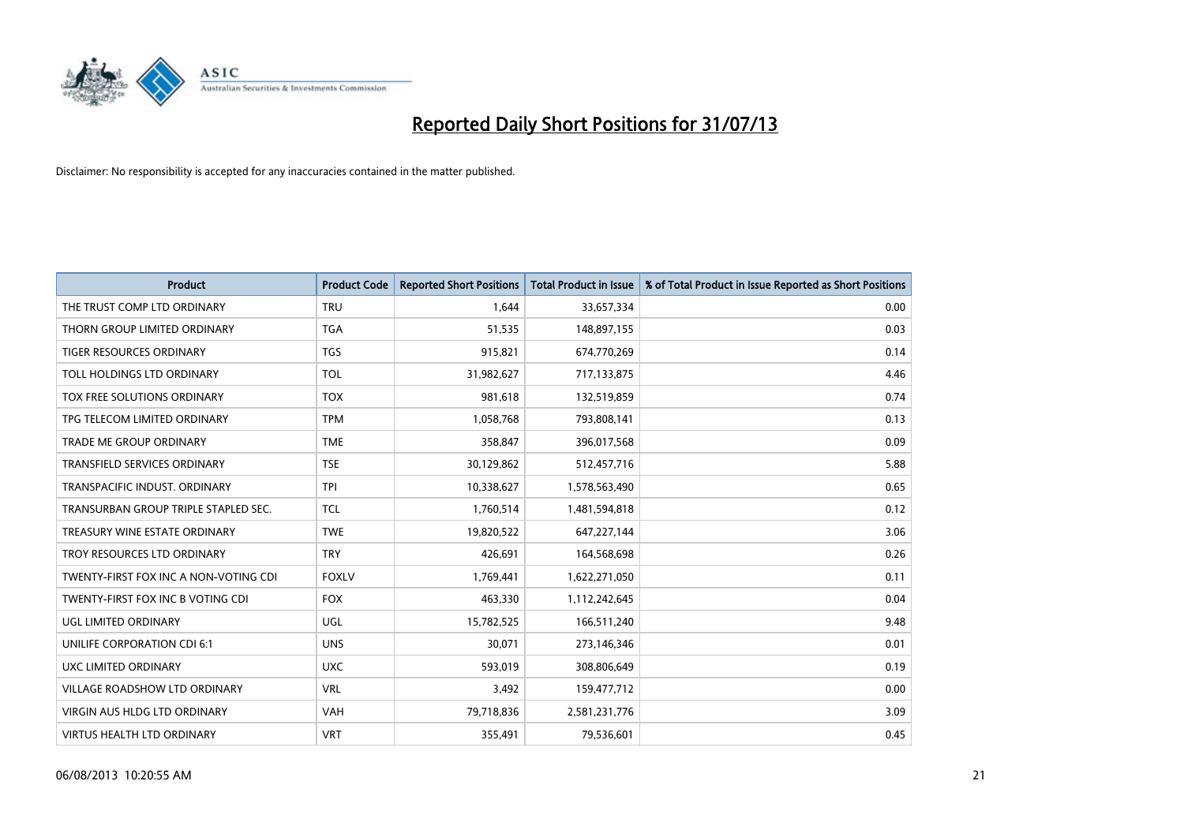# Reported Daily Short Positions for 31/07/13

Disclaimer: No responsibility is accepted for any inaccuracies contained in the matter published.

| Product | Product Code | Reported Short Positions | Total Product in Issue | % of Total Product in Issue Reported as Short Positions |
|---|---|---|---|---|
| THE TRUST COMP LTD ORDINARY | TRU | 1,644 | 33,657,334 | 0.00 |
| THORN GROUP LIMITED ORDINARY | TGA | 51,535 | 148,897,155 | 0.03 |
| TIGER RESOURCES ORDINARY | TGS | 915,821 | 674,770,269 | 0.14 |
| TOLL HOLDINGS LTD ORDINARY | TOL | 31,982,627 | 717,133,875 | 4.46 |
| TOX FREE SOLUTIONS ORDINARY | TOX | 981,618 | 132,519,859 | 0.74 |
| TPG TELECOM LIMITED ORDINARY | TPM | 1,058,768 | 793,808,141 | 0.13 |
| TRADE ME GROUP ORDINARY | TME | 358,847 | 396,017,568 | 0.09 |
| TRANSFIELD SERVICES ORDINARY | TSE | 30,129,862 | 512,457,716 | 5.88 |
| TRANSPACIFIC INDUST. ORDINARY | TPI | 10,338,627 | 1,578,563,490 | 0.65 |
| TRANSURBAN GROUP TRIPLE STAPLED SEC. | TCL | 1,760,514 | 1,481,594,818 | 0.12 |
| TREASURY WINE ESTATE ORDINARY | TWE | 19,820,522 | 647,227,144 | 3.06 |
| TROY RESOURCES LTD ORDINARY | TRY | 426,691 | 164,568,698 | 0.26 |
| TWENTY-FIRST FOX INC A NON-VOTING CDI | FOXLV | 1,769,441 | 1,622,271,050 | 0.11 |
| TWENTY-FIRST FOX INC B VOTING CDI | FOX | 463,330 | 1,112,242,645 | 0.04 |
| UGL LIMITED ORDINARY | UGL | 15,782,525 | 166,511,240 | 9.48 |
| UNILIFE CORPORATION CDI 6:1 | UNS | 30,071 | 273,146,346 | 0.01 |
| UXC LIMITED ORDINARY | UXC | 593,019 | 308,806,649 | 0.19 |
| VILLAGE ROADSHOW LTD ORDINARY | VRL | 3,492 | 159,477,712 | 0.00 |
| VIRGIN AUS HLDG LTD ORDINARY | VAH | 79,718,836 | 2,581,231,776 | 3.09 |
| VIRTUS HEALTH LTD ORDINARY | VRT | 355,491 | 79,536,601 | 0.45 |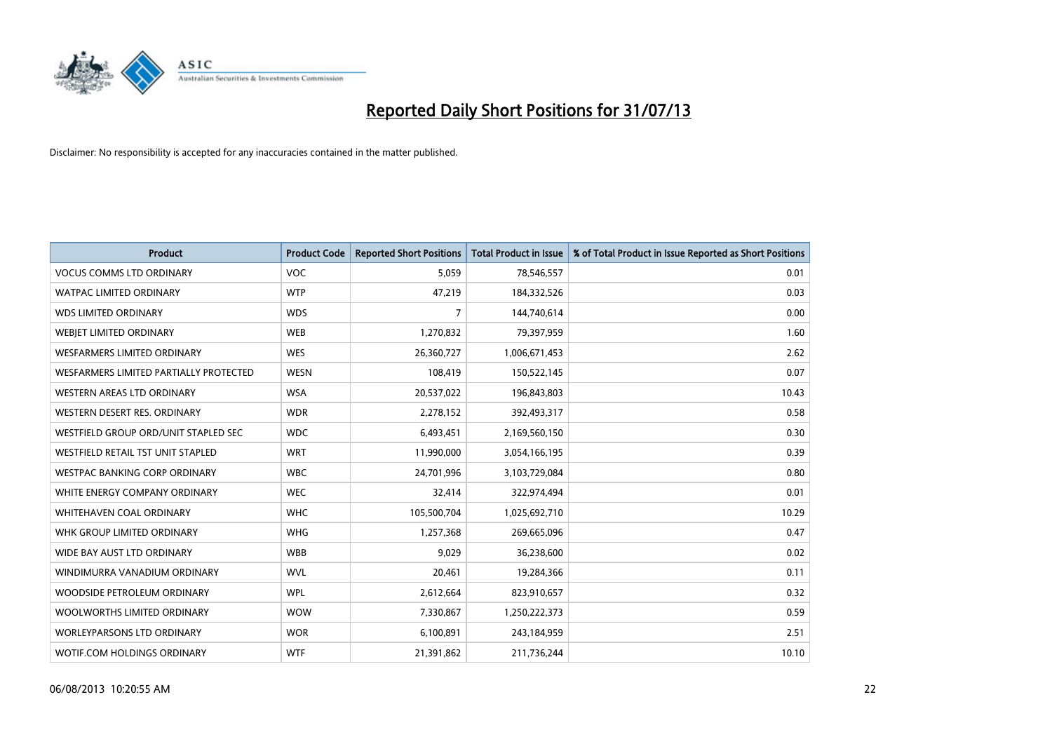# Reported Daily Short Positions for 31/07/13

Disclaimer: No responsibility is accepted for any inaccuracies contained in the matter published.

| Product | Product Code | Reported Short Positions | Total Product in Issue | % of Total Product in Issue Reported as Short Positions |
|---|---|---|---|---|
| VOCUS COMMS LTD ORDINARY | VOC | 5,059 | 78,546,557 | 0.01 |
| WATPAC LIMITED ORDINARY | WTP | 47,219 | 184,332,526 | 0.03 |
| WDS LIMITED ORDINARY | WDS | 7 | 144,740,614 | 0.00 |
| WEBJET LIMITED ORDINARY | WEB | 1,270,832 | 79,397,959 | 1.60 |
| WESFARMERS LIMITED ORDINARY | WES | 26,360,727 | 1,006,671,453 | 2.62 |
| WESFARMERS LIMITED PARTIALLY PROTECTED | WESN | 108,419 | 150,522,145 | 0.07 |
| WESTERN AREAS LTD ORDINARY | WSA | 20,537,022 | 196,843,803 | 10.43 |
| WESTERN DESERT RES. ORDINARY | WDR | 2,278,152 | 392,493,317 | 0.58 |
| WESTFIELD GROUP ORD/UNIT STAPLED SEC | WDC | 6,493,451 | 2,169,560,150 | 0.30 |
| WESTFIELD RETAIL TST UNIT STAPLED | WRT | 11,990,000 | 3,054,166,195 | 0.39 |
| WESTPAC BANKING CORP ORDINARY | WBC | 24,701,996 | 3,103,729,084 | 0.80 |
| WHITE ENERGY COMPANY ORDINARY | WEC | 32,414 | 322,974,494 | 0.01 |
| WHITEHAVEN COAL ORDINARY | WHC | 105,500,704 | 1,025,692,710 | 10.29 |
| WHK GROUP LIMITED ORDINARY | WHG | 1,257,368 | 269,665,096 | 0.47 |
| WIDE BAY AUST LTD ORDINARY | WBB | 9,029 | 36,238,600 | 0.02 |
| WINDIMURRA VANADIUM ORDINARY | WVL | 20,461 | 19,284,366 | 0.11 |
| WOODSIDE PETROLEUM ORDINARY | WPL | 2,612,664 | 823,910,657 | 0.32 |
| WOOLWORTHS LIMITED ORDINARY | WOW | 7,330,867 | 1,250,222,373 | 0.59 |
| WORLEYPARSONS LTD ORDINARY | WOR | 6,100,891 | 243,184,959 | 2.51 |
| WOTIF.COM HOLDINGS ORDINARY | WTF | 21,391,862 | 211,736,244 | 10.10 |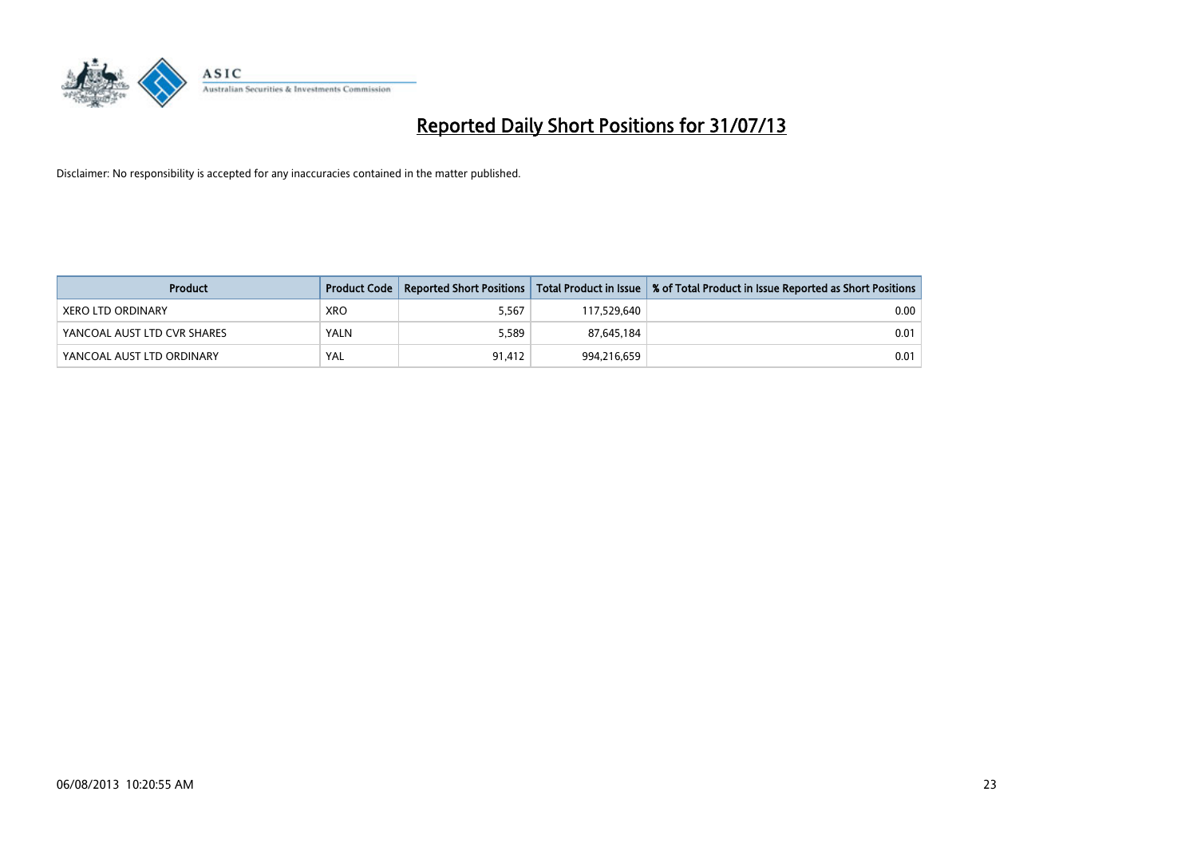# Reported Daily Short Positions for 31/07/13

Disclaimer: No responsibility is accepted for any inaccuracies contained in the matter published.

| Product | Product Code | Reported Short Positions | Total Product in Issue | % of Total Product in Issue Reported as Short Positions |
|---|---|---|---|---|
| XERO LTD ORDINARY | XRO | 5,567 | 117,529,640 | 0.00 |
| YANCOAL AUST LTD CVR SHARES | YALN | 5,589 | 87,645,184 | 0.01 |
| YANCOAL AUST LTD ORDINARY | YAL | 91,412 | 994,216,659 | 0.01 |